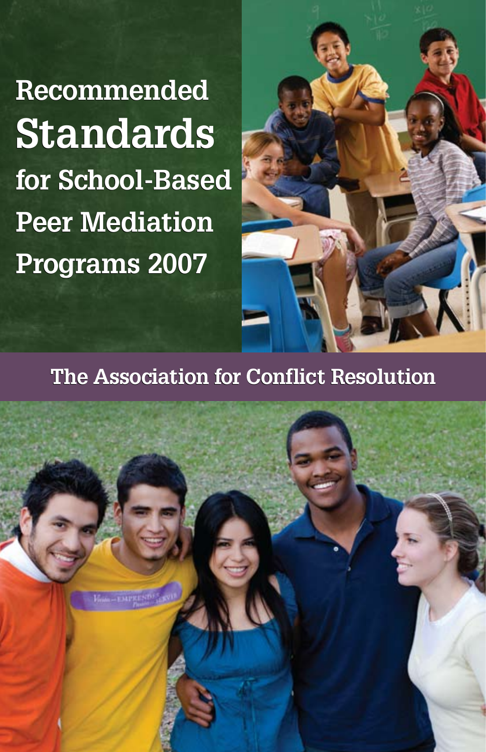# Recommended Standards for School-Based Peer Mediation Programs 2007

## The Association for Conflict Resolution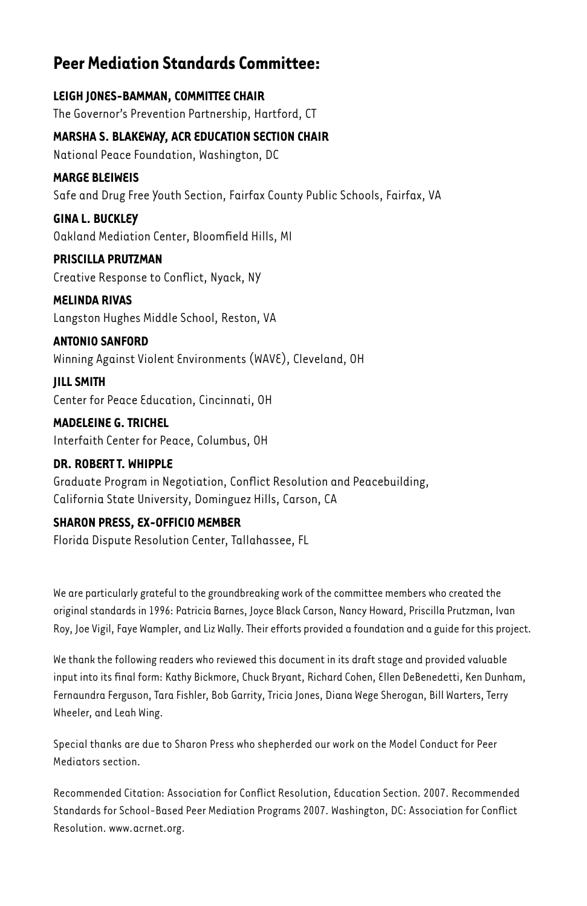## Peer Mediation Standards Committee:

**LEIGH JONES-BAMMAN, COMMITTEE CHAIR**
The Governor's Prevention Partnership, Hartford, CT

**MARSHA S. BLAKEWAY, ACR EDUCATION SECTION CHAIR**
National Peace Foundation, Washington, DC

**MARGE BLEIWEIS**
Safe and Drug Free Youth Section, Fairfax County Public Schools, Fairfax, VA

**GINA L. BUCKLEY**
Oakland Mediation Center, Bloomfield Hills, MI

**PRISCILLA PRUTZMAN**
Creative Response to Conflict, Nyack, NY

**MELINDA RIVAS**
Langston Hughes Middle School, Reston, VA

**ANTONIO SANFORD**
Winning Against Violent Environments (WAVE), Cleveland, OH

**JILL SMITH**
Center for Peace Education, Cincinnati, OH

**MADELEINE G. TRICHEL**
Interfaith Center for Peace, Columbus, OH

**DR. ROBERT T. WHIPPLE**
Graduate Program in Negotiation, Conflict Resolution and Peacebuilding, California State University, Dominguez Hills, Carson, CA

**SHARON PRESS, EX-OFFICIO MEMBER**
Florida Dispute Resolution Center, Tallahassee, FL

We are particularly grateful to the groundbreaking work of the committee members who created the original standards in 1996: Patricia Barnes, Joyce Black Carson, Nancy Howard, Priscilla Prutzman, Ivan Roy, Joe Vigil, Faye Wampler, and Liz Wally. Their efforts provided a foundation and a guide for this project.

We thank the following readers who reviewed this document in its draft stage and provided valuable input into its final form: Kathy Bickmore, Chuck Bryant, Richard Cohen, Ellen DeBenedetti, Ken Dunham, Fernaundra Ferguson, Tara Fishler, Bob Garrity, Tricia Jones, Diana Wege Sherogan, Bill Warters, Terry Wheeler, and Leah Wing.

Special thanks are due to Sharon Press who shepherded our work on the Model Conduct for Peer Mediators section.

Recommended Citation: Association for Conflict Resolution, Education Section. 2007. Recommended Standards for School-Based Peer Mediation Programs 2007. Washington, DC: Association for Conflict Resolution. www.acrnet.org.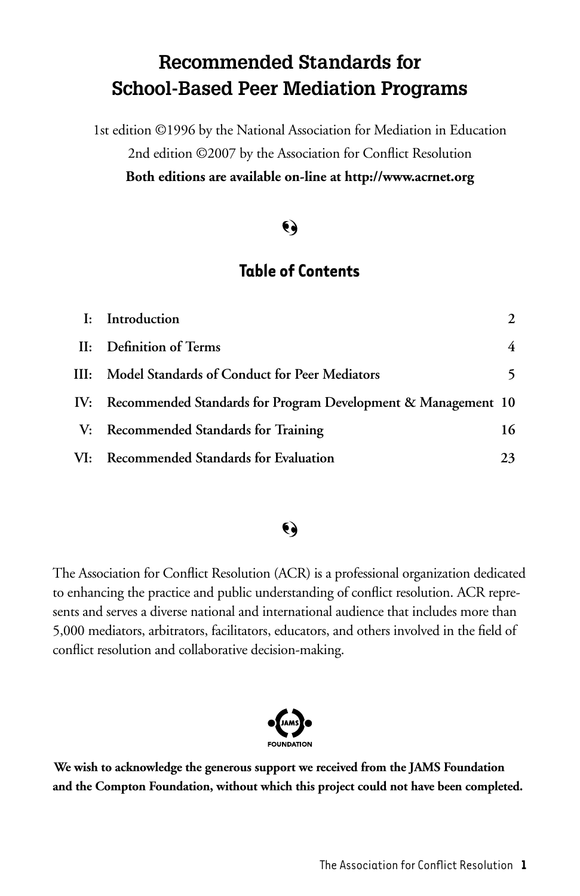# Recommended Standards for School-Based Peer Mediation Programs

1st edition ©1996 by the National Association for Mediation in Education
2nd edition ©2007 by the Association for Conflict Resolution
**Both editions are available on-line at http://www.acrnet.org**

## Table of Contents

| | | |
|---|---|---|
| **I:** | **Introduction** | **2** |
| **II:** | **Definition of Terms** | **4** |
| **III:** | **Model Standards of Conduct for Peer Mediators** | **5** |
| **IV:** | **Recommended Standards for Program Development & Management** | **10** |
| **V:** | **Recommended Standards for Training** | **16** |
| **VI:** | **Recommended Standards for Evaluation** | **23** |

The Association for Conflict Resolution (ACR) is a professional organization dedicated to enhancing the practice and public understanding of conflict resolution. ACR represents and serves a diverse national and international audience that includes more than 5,000 mediators, arbitrators, facilitators, educators, and others involved in the field of conflict resolution and collaborative decision-making.

JAMS FOUNDATION

**We wish to acknowledge the generous support we received from the JAMS Foundation and the Compton Foundation, without which this project could not have been completed.**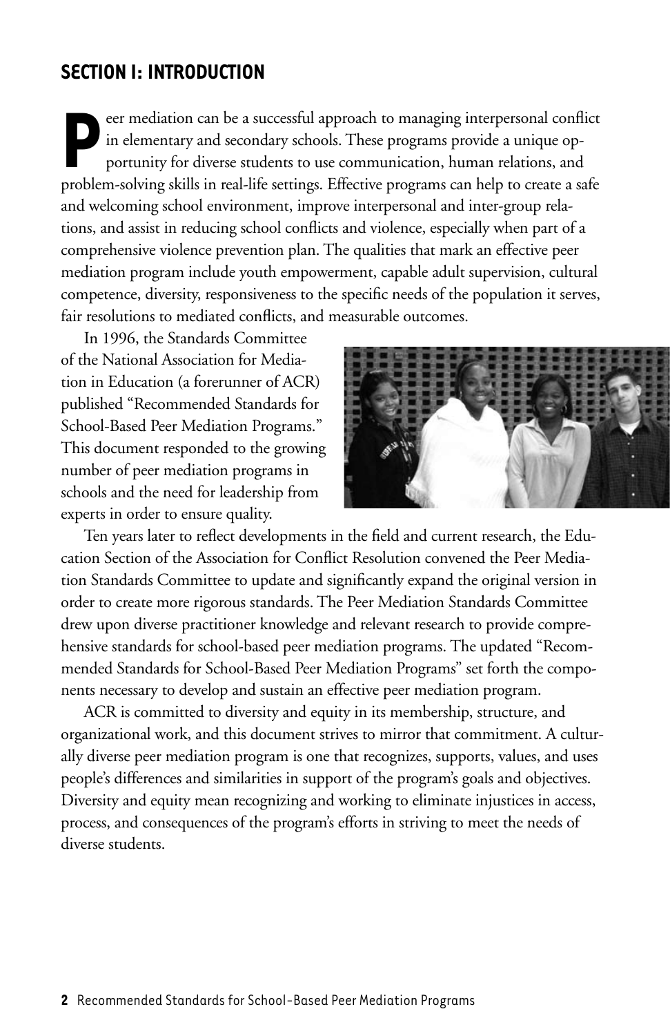## SECTION I: INTRODUCTION

Peer mediation can be a successful approach to managing interpersonal conflict in elementary and secondary schools. These programs provide a unique opportunity for diverse students to use communication, human relations, and problem-solving skills in real-life settings. Effective programs can help to create a safe and welcoming school environment, improve interpersonal and inter-group relations, and assist in reducing school conflicts and violence, especially when part of a comprehensive violence prevention plan. The qualities that mark an effective peer mediation program include youth empowerment, capable adult supervision, cultural competence, diversity, responsiveness to the specific needs of the population it serves, fair resolutions to mediated conflicts, and measurable outcomes.

In 1996, the Standards Committee of the National Association for Mediation in Education (a forerunner of ACR) published "Recommended Standards for School-Based Peer Mediation Programs." This document responded to the growing number of peer mediation programs in schools and the need for leadership from experts in order to ensure quality.

Ten years later to reflect developments in the field and current research, the Education Section of the Association for Conflict Resolution convened the Peer Mediation Standards Committee to update and significantly expand the original version in order to create more rigorous standards. The Peer Mediation Standards Committee drew upon diverse practitioner knowledge and relevant research to provide comprehensive standards for school-based peer mediation programs. The updated "Recommended Standards for School-Based Peer Mediation Programs" set forth the components necessary to develop and sustain an effective peer mediation program.

ACR is committed to diversity and equity in its membership, structure, and organizational work, and this document strives to mirror that commitment. A culturally diverse peer mediation program is one that recognizes, supports, values, and uses people's differences and similarities in support of the program's goals and objectives. Diversity and equity mean recognizing and working to eliminate injustices in access, process, and consequences of the program's efforts in striving to meet the needs of diverse students.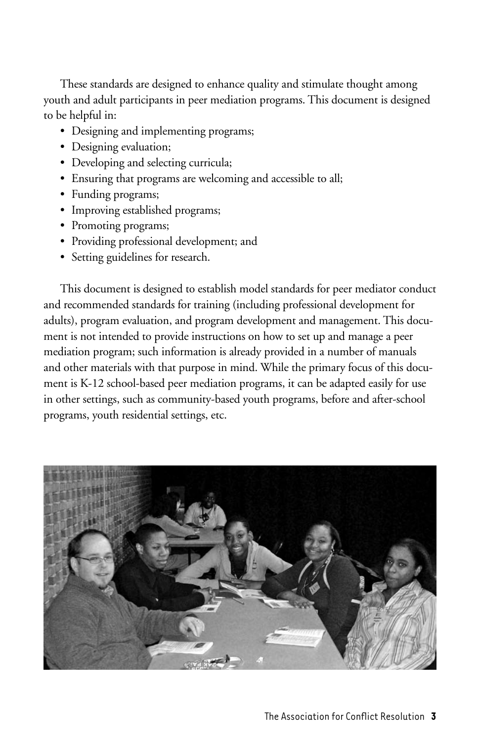These standards are designed to enhance quality and stimulate thought among youth and adult participants in peer mediation programs. This document is designed to be helpful in:

- Designing and implementing programs;
- Designing evaluation;
- Developing and selecting curricula;
- Ensuring that programs are welcoming and accessible to all;
- Funding programs;
- Improving established programs;
- Promoting programs;
- Providing professional development; and
- Setting guidelines for research.

This document is designed to establish model standards for peer mediator conduct and recommended standards for training (including professional development for adults), program evaluation, and program development and management. This document is not intended to provide instructions on how to set up and manage a peer mediation program; such information is already provided in a number of manuals and other materials with that purpose in mind. While the primary focus of this document is K-12 school-based peer mediation programs, it can be adapted easily for use in other settings, such as community-based youth programs, before and after-school programs, youth residential settings, etc.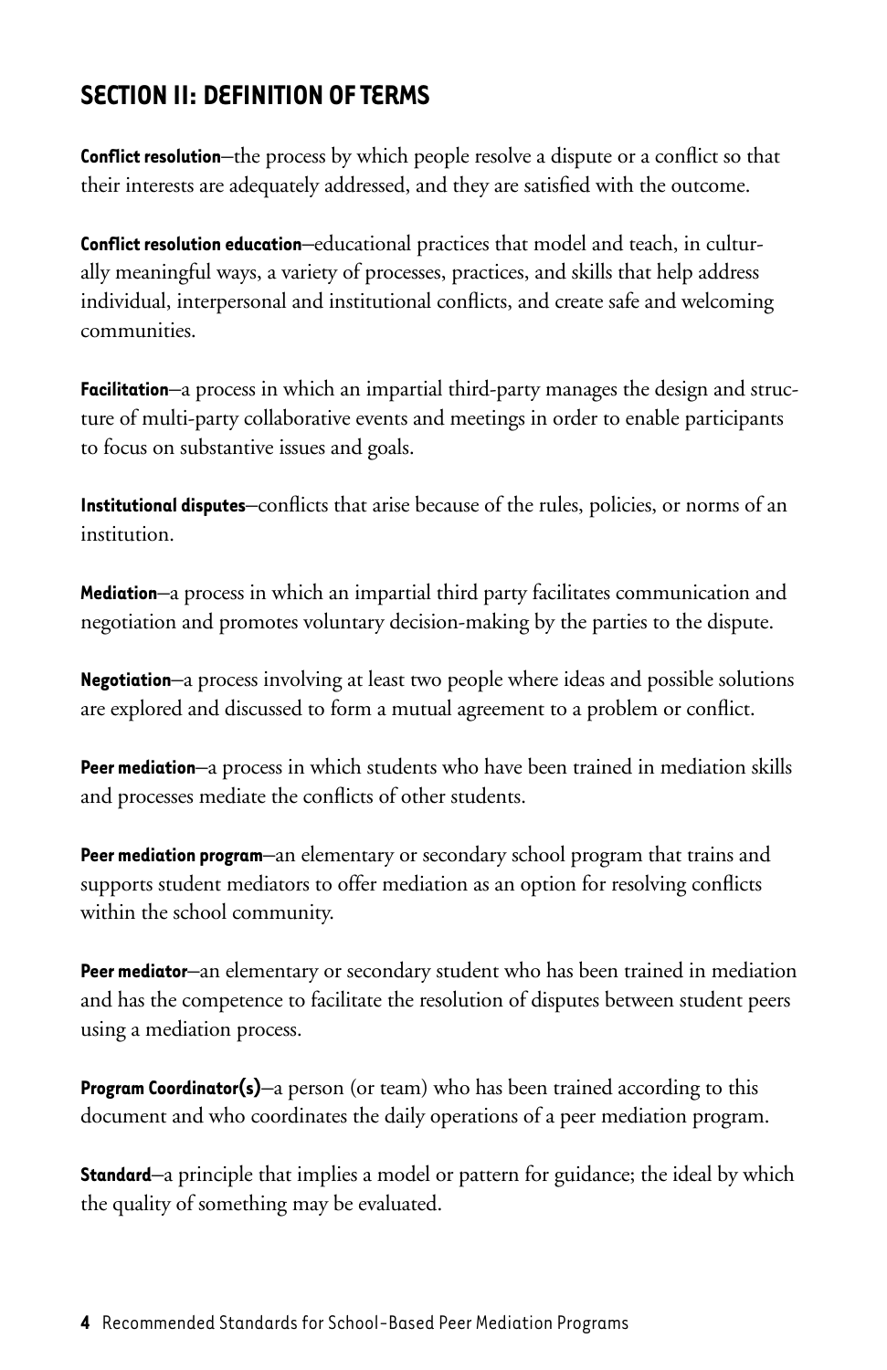## SECTION II: DEFINITION OF TERMS

**Conflict resolution**–the process by which people resolve a dispute or a conflict so that their interests are adequately addressed, and they are satisfied with the outcome.

**Conflict resolution education**–educational practices that model and teach, in culturally meaningful ways, a variety of processes, practices, and skills that help address individual, interpersonal and institutional conflicts, and create safe and welcoming communities.

**Facilitation**–a process in which an impartial third-party manages the design and structure of multi-party collaborative events and meetings in order to enable participants to focus on substantive issues and goals.

**Institutional disputes**–conflicts that arise because of the rules, policies, or norms of an institution.

**Mediation**–a process in which an impartial third party facilitates communication and negotiation and promotes voluntary decision-making by the parties to the dispute.

**Negotiation**–a process involving at least two people where ideas and possible solutions are explored and discussed to form a mutual agreement to a problem or conflict.

**Peer mediation**–a process in which students who have been trained in mediation skills and processes mediate the conflicts of other students.

**Peer mediation program**–an elementary or secondary school program that trains and supports student mediators to offer mediation as an option for resolving conflicts within the school community.

**Peer mediator**–an elementary or secondary student who has been trained in mediation and has the competence to facilitate the resolution of disputes between student peers using a mediation process.

**Program Coordinator(s)**–a person (or team) who has been trained according to this document and who coordinates the daily operations of a peer mediation program.

**Standard**–a principle that implies a model or pattern for guidance; the ideal by which the quality of something may be evaluated.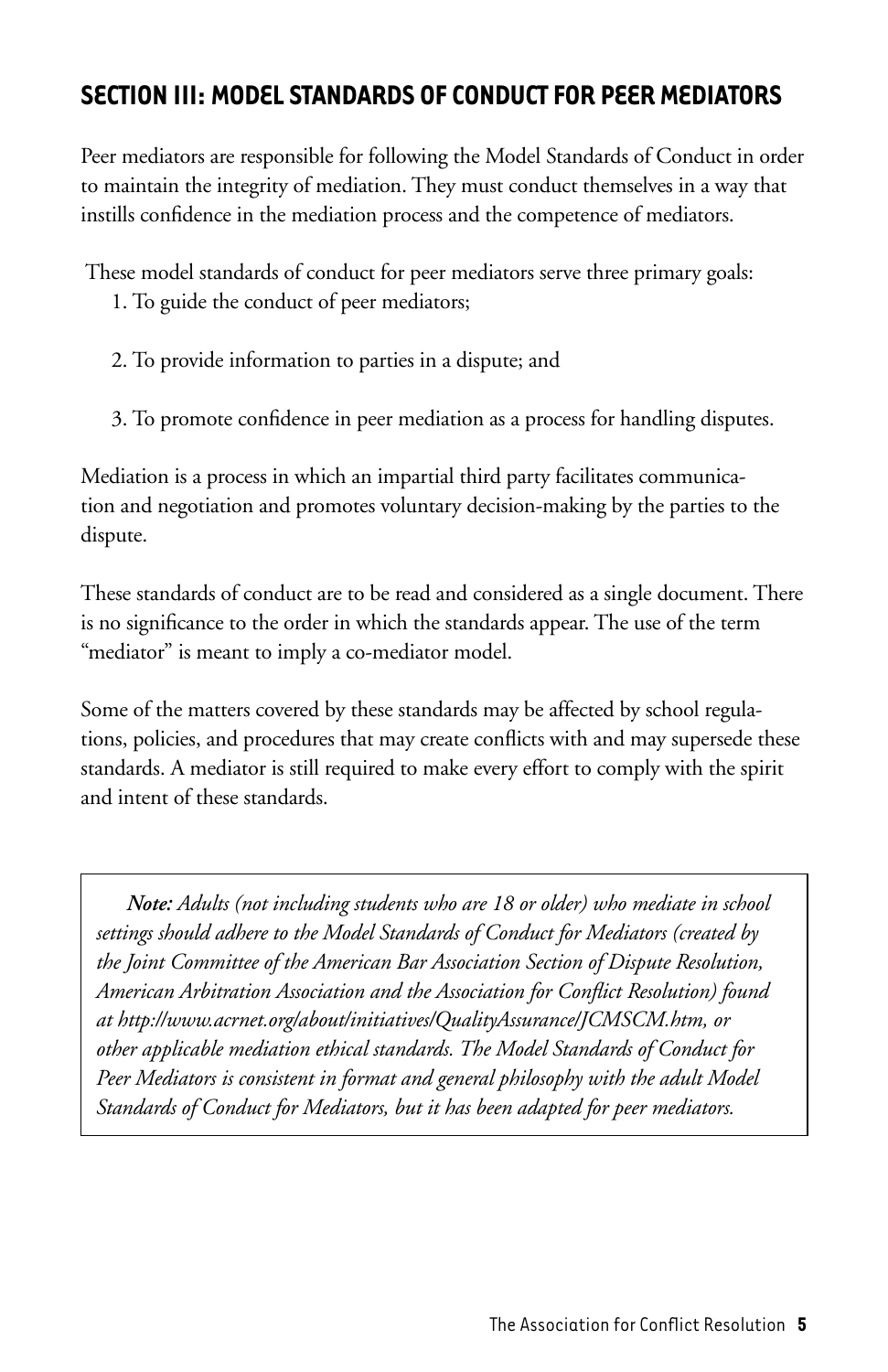## SECTION III: MODEL STANDARDS OF CONDUCT FOR PEER MEDIATORS

Peer mediators are responsible for following the Model Standards of Conduct in order to maintain the integrity of mediation. They must conduct themselves in a way that instills confidence in the mediation process and the competence of mediators.

These model standards of conduct for peer mediators serve three primary goals:

1. To guide the conduct of peer mediators;
2. To provide information to parties in a dispute; and
3. To promote confidence in peer mediation as a process for handling disputes.

Mediation is a process in which an impartial third party facilitates communication and negotiation and promotes voluntary decision-making by the parties to the dispute.

These standards of conduct are to be read and considered as a single document. There is no significance to the order in which the standards appear. The use of the term "mediator" is meant to imply a co-mediator model.

Some of the matters covered by these standards may be affected by school regulations, policies, and procedures that may create conflicts with and may supersede these standards. A mediator is still required to make every effort to comply with the spirit and intent of these standards.

> ***Note:*** *Adults (not including students who are 18 or older) who mediate in school settings should adhere to the Model Standards of Conduct for Mediators (created by the Joint Committee of the American Bar Association Section of Dispute Resolution, American Arbitration Association and the Association for Conflict Resolution) found at http://www.acrnet.org/about/initiatives/QualityAssurance/JCMSCM.htm, or other applicable mediation ethical standards. The Model Standards of Conduct for Peer Mediators is consistent in format and general philosophy with the adult Model Standards of Conduct for Mediators, but it has been adapted for peer mediators.*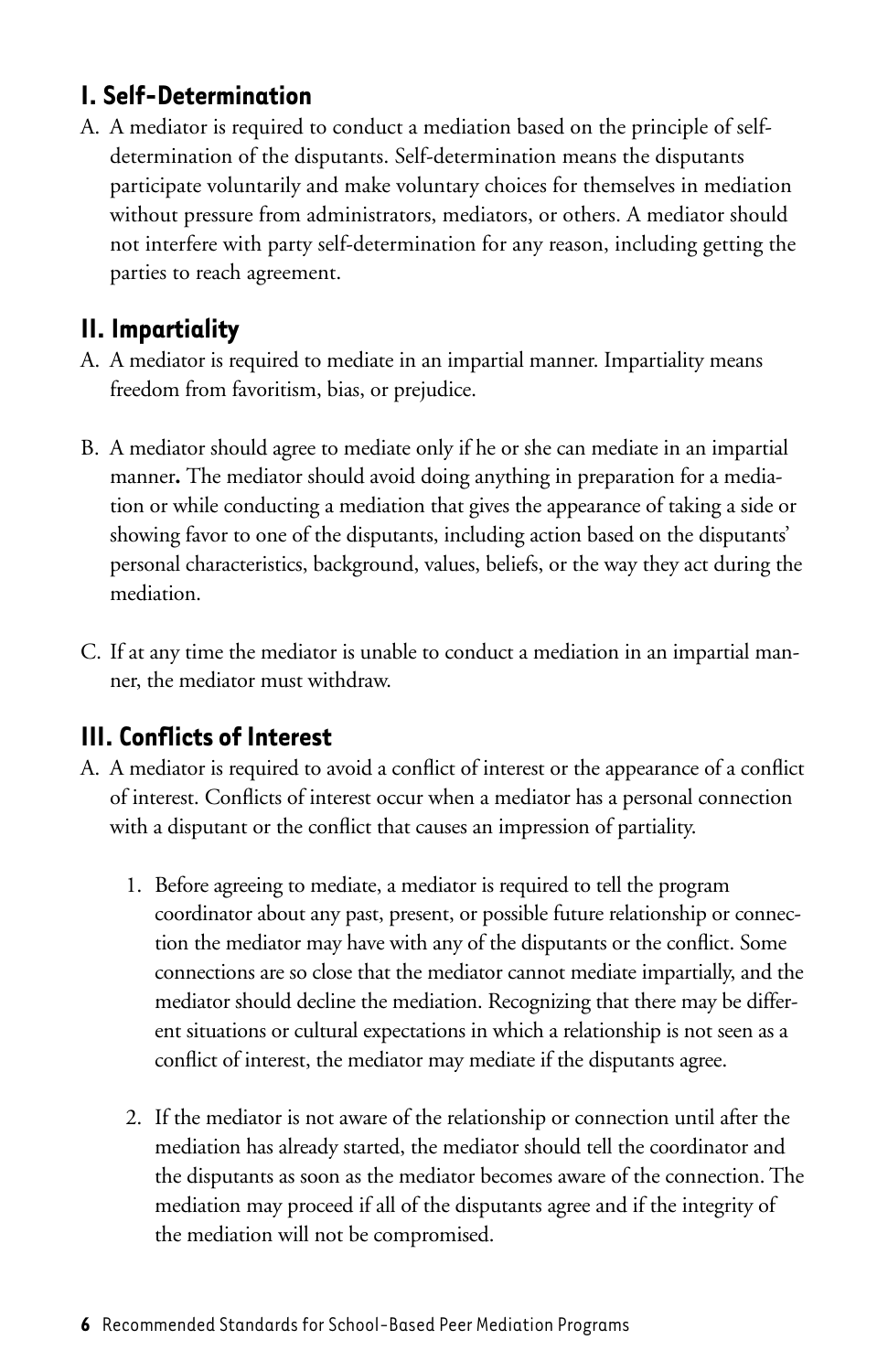## I. Self-Determination

A. A mediator is required to conduct a mediation based on the principle of self-determination of the disputants. Self-determination means the disputants participate voluntarily and make voluntary choices for themselves in mediation without pressure from administrators, mediators, or others. A mediator should not interfere with party self-determination for any reason, including getting the parties to reach agreement.

## II. Impartiality

A. A mediator is required to mediate in an impartial manner. Impartiality means freedom from favoritism, bias, or prejudice.

B. A mediator should agree to mediate only if he or she can mediate in an impartial manner**.** The mediator should avoid doing anything in preparation for a mediation or while conducting a mediation that gives the appearance of taking a side or showing favor to one of the disputants, including action based on the disputants' personal characteristics, background, values, beliefs, or the way they act during the mediation.

C. If at any time the mediator is unable to conduct a mediation in an impartial manner, the mediator must withdraw.

## III. Conflicts of Interest

A. A mediator is required to avoid a conflict of interest or the appearance of a conflict of interest. Conflicts of interest occur when a mediator has a personal connection with a disputant or the conflict that causes an impression of partiality.

   1. Before agreeing to mediate, a mediator is required to tell the program coordinator about any past, present, or possible future relationship or connection the mediator may have with any of the disputants or the conflict. Some connections are so close that the mediator cannot mediate impartially, and the mediator should decline the mediation. Recognizing that there may be different situations or cultural expectations in which a relationship is not seen as a conflict of interest, the mediator may mediate if the disputants agree.

   2. If the mediator is not aware of the relationship or connection until after the mediation has already started, the mediator should tell the coordinator and the disputants as soon as the mediator becomes aware of the connection. The mediation may proceed if all of the disputants agree and if the integrity of the mediation will not be compromised.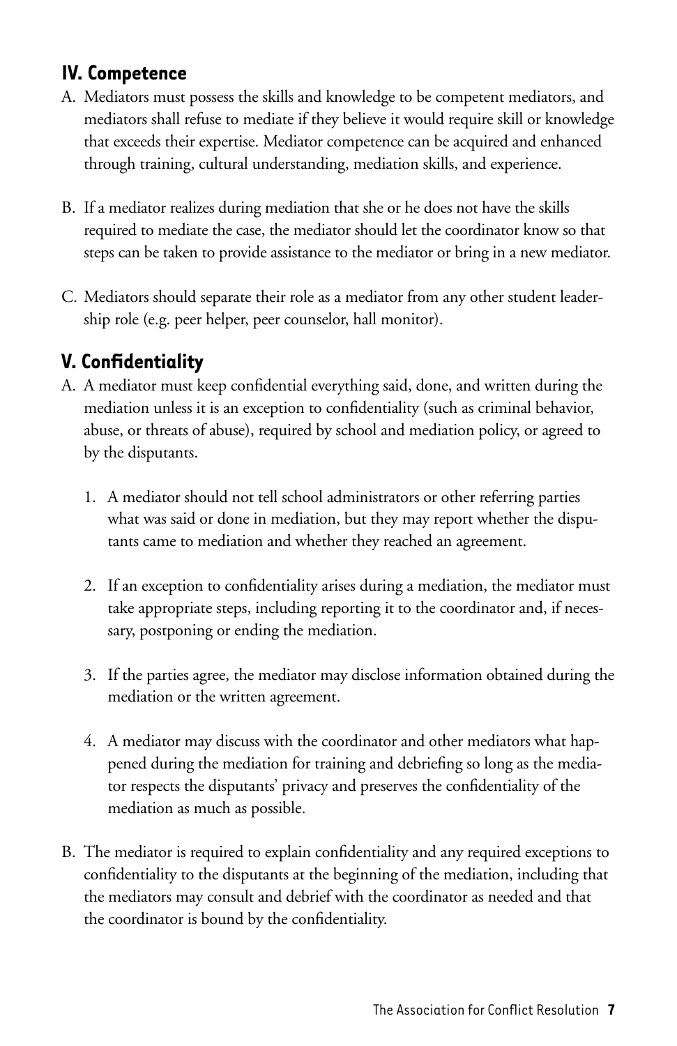## IV. Competence

A. Mediators must possess the skills and knowledge to be competent mediators, and mediators shall refuse to mediate if they believe it would require skill or knowledge that exceeds their expertise. Mediator competence can be acquired and enhanced through training, cultural understanding, mediation skills, and experience.

B. If a mediator realizes during mediation that she or he does not have the skills required to mediate the case, the mediator should let the coordinator know so that steps can be taken to provide assistance to the mediator or bring in a new mediator.

C. Mediators should separate their role as a mediator from any other student leadership role (e.g. peer helper, peer counselor, hall monitor).

## V. Confidentiality

A. A mediator must keep confidential everything said, done, and written during the mediation unless it is an exception to confidentiality (such as criminal behavior, abuse, or threats of abuse), required by school and mediation policy, or agreed to by the disputants.

1. A mediator should not tell school administrators or other referring parties what was said or done in mediation, but they may report whether the disputants came to mediation and whether they reached an agreement.

2. If an exception to confidentiality arises during a mediation, the mediator must take appropriate steps, including reporting it to the coordinator and, if necessary, postponing or ending the mediation.

3. If the parties agree, the mediator may disclose information obtained during the mediation or the written agreement.

4. A mediator may discuss with the coordinator and other mediators what happened during the mediation for training and debriefing so long as the mediator respects the disputants' privacy and preserves the confidentiality of the mediation as much as possible.

B. The mediator is required to explain confidentiality and any required exceptions to confidentiality to the disputants at the beginning of the mediation, including that the mediators may consult and debrief with the coordinator as needed and that the coordinator is bound by the confidentiality.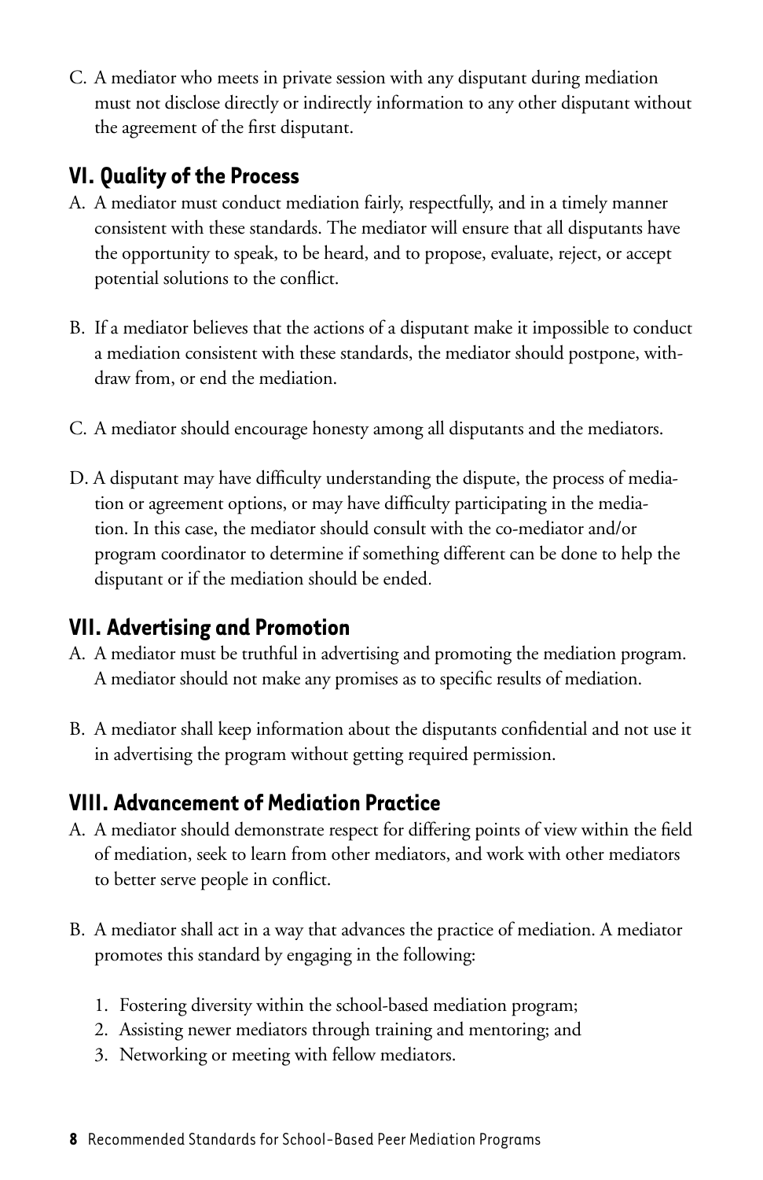C. A mediator who meets in private session with any disputant during mediation must not disclose directly or indirectly information to any other disputant without the agreement of the first disputant.

## VI. Quality of the Process

A. A mediator must conduct mediation fairly, respectfully, and in a timely manner consistent with these standards. The mediator will ensure that all disputants have the opportunity to speak, to be heard, and to propose, evaluate, reject, or accept potential solutions to the conflict.

B. If a mediator believes that the actions of a disputant make it impossible to conduct a mediation consistent with these standards, the mediator should postpone, withdraw from, or end the mediation.

C. A mediator should encourage honesty among all disputants and the mediators.

D. A disputant may have difficulty understanding the dispute, the process of mediation or agreement options, or may have difficulty participating in the mediation. In this case, the mediator should consult with the co-mediator and/or program coordinator to determine if something different can be done to help the disputant or if the mediation should be ended.

## VII. Advertising and Promotion

A. A mediator must be truthful in advertising and promoting the mediation program. A mediator should not make any promises as to specific results of mediation.

B. A mediator shall keep information about the disputants confidential and not use it in advertising the program without getting required permission.

## VIII. Advancement of Mediation Practice

A. A mediator should demonstrate respect for differing points of view within the field of mediation, seek to learn from other mediators, and work with other mediators to better serve people in conflict.

B. A mediator shall act in a way that advances the practice of mediation. A mediator promotes this standard by engaging in the following:

1. Fostering diversity within the school-based mediation program;
2. Assisting newer mediators through training and mentoring; and
3. Networking or meeting with fellow mediators.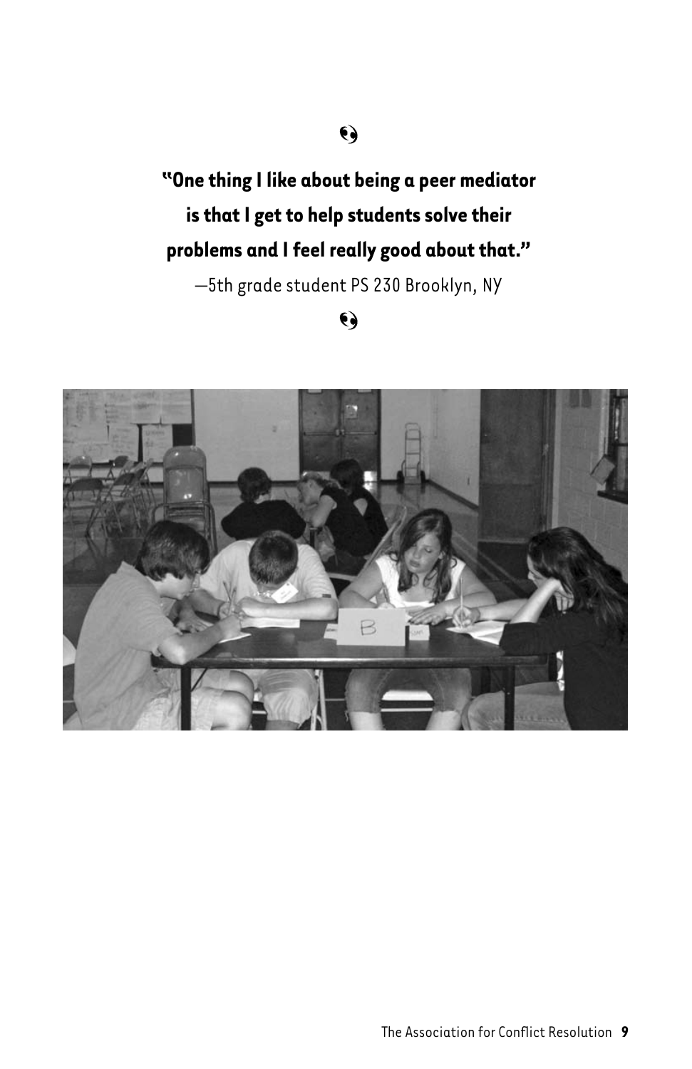**"One thing I like about being a peer mediator is that I get to help students solve their problems and I feel really good about that."**

—5th grade student PS 230 Brooklyn, NY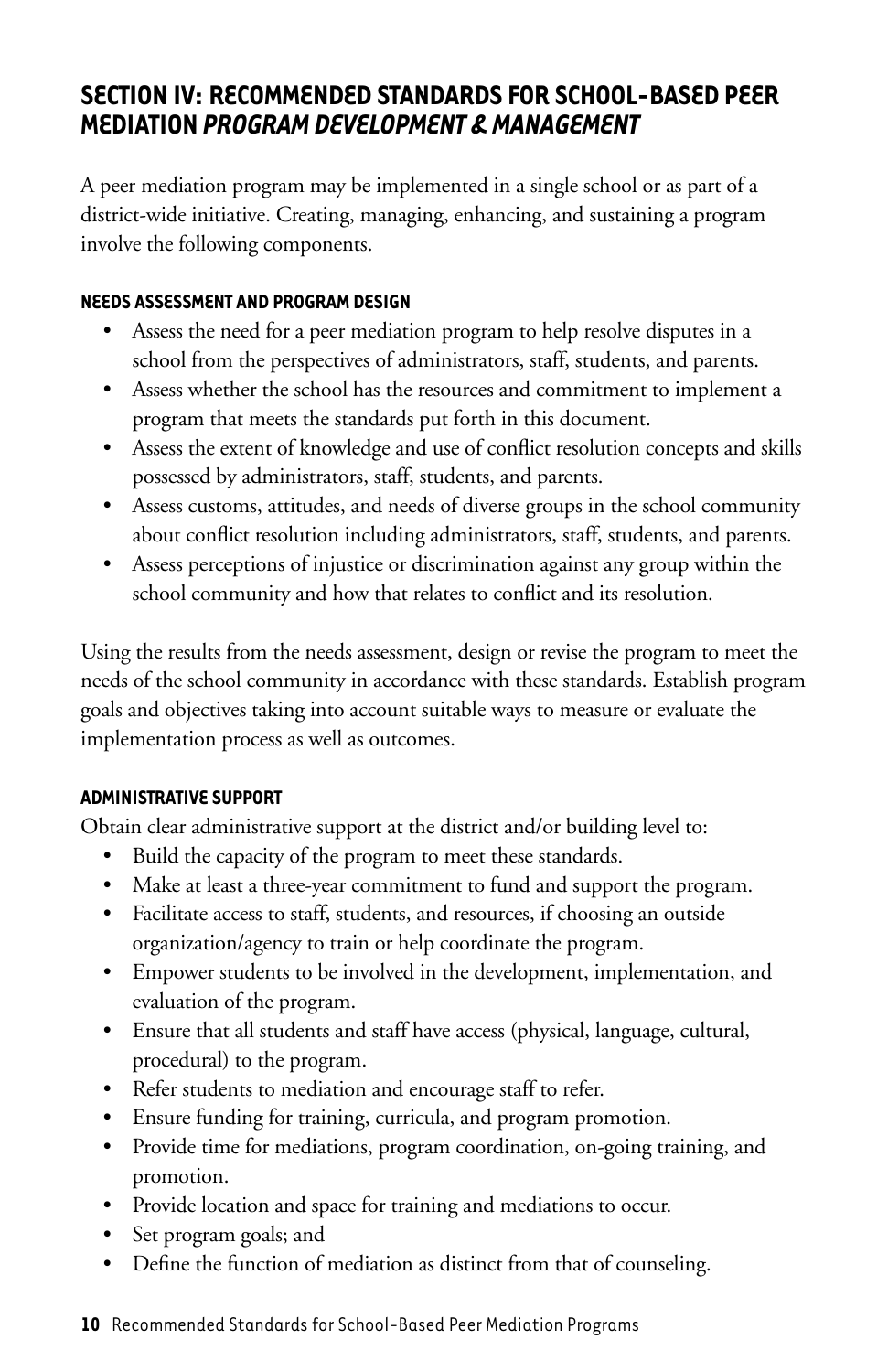## SECTION IV: RECOMMENDED STANDARDS FOR SCHOOL-BASED PEER MEDIATION *PROGRAM DEVELOPMENT & MANAGEMENT*

A peer mediation program may be implemented in a single school or as part of a district-wide initiative. Creating, managing, enhancing, and sustaining a program involve the following components.

#### NEEDS ASSESSMENT AND PROGRAM DESIGN

- Assess the need for a peer mediation program to help resolve disputes in a school from the perspectives of administrators, staff, students, and parents.
- Assess whether the school has the resources and commitment to implement a program that meets the standards put forth in this document.
- Assess the extent of knowledge and use of conflict resolution concepts and skills possessed by administrators, staff, students, and parents.
- Assess customs, attitudes, and needs of diverse groups in the school community about conflict resolution including administrators, staff, students, and parents.
- Assess perceptions of injustice or discrimination against any group within the school community and how that relates to conflict and its resolution.

Using the results from the needs assessment, design or revise the program to meet the needs of the school community in accordance with these standards. Establish program goals and objectives taking into account suitable ways to measure or evaluate the implementation process as well as outcomes.

#### ADMINISTRATIVE SUPPORT

Obtain clear administrative support at the district and/or building level to:

- Build the capacity of the program to meet these standards.
- Make at least a three-year commitment to fund and support the program.
- Facilitate access to staff, students, and resources, if choosing an outside organization/agency to train or help coordinate the program.
- Empower students to be involved in the development, implementation, and evaluation of the program.
- Ensure that all students and staff have access (physical, language, cultural, procedural) to the program.
- Refer students to mediation and encourage staff to refer.
- Ensure funding for training, curricula, and program promotion.
- Provide time for mediations, program coordination, on-going training, and promotion.
- Provide location and space for training and mediations to occur.
- Set program goals; and
- Define the function of mediation as distinct from that of counseling.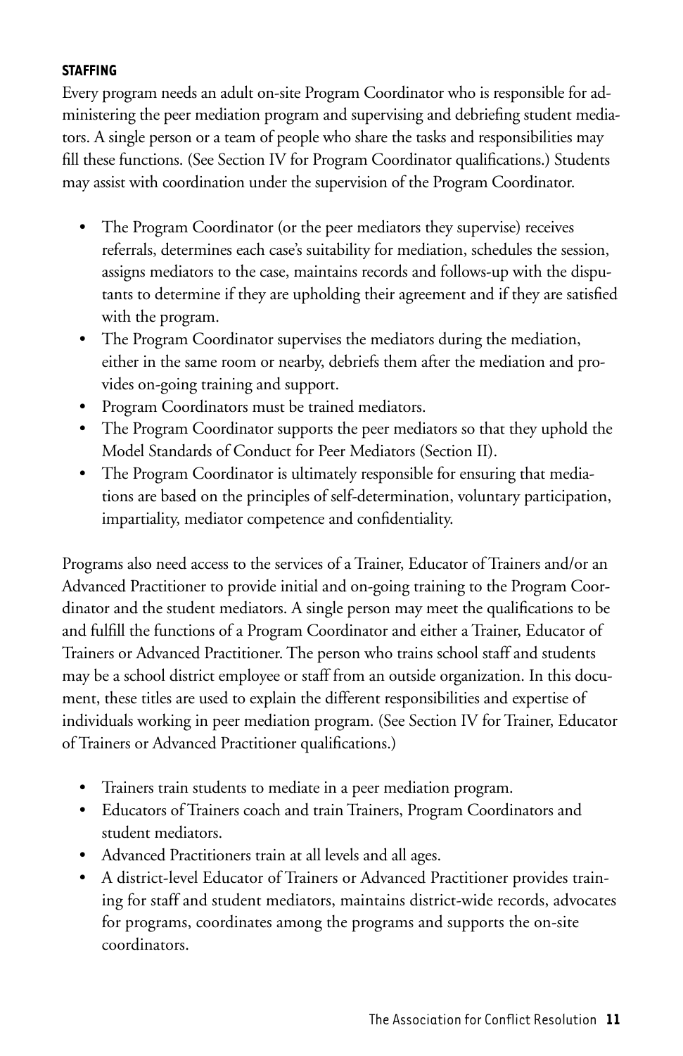### STAFFING

Every program needs an adult on-site Program Coordinator who is responsible for administering the peer mediation program and supervising and debriefing student mediators. A single person or a team of people who share the tasks and responsibilities may fill these functions. (See Section IV for Program Coordinator qualifications.) Students may assist with coordination under the supervision of the Program Coordinator.

- The Program Coordinator (or the peer mediators they supervise) receives referrals, determines each case's suitability for mediation, schedules the session, assigns mediators to the case, maintains records and follows-up with the disputants to determine if they are upholding their agreement and if they are satisfied with the program.
- The Program Coordinator supervises the mediators during the mediation, either in the same room or nearby, debriefs them after the mediation and provides on-going training and support.
- Program Coordinators must be trained mediators.
- The Program Coordinator supports the peer mediators so that they uphold the Model Standards of Conduct for Peer Mediators (Section II).
- The Program Coordinator is ultimately responsible for ensuring that mediations are based on the principles of self-determination, voluntary participation, impartiality, mediator competence and confidentiality.

Programs also need access to the services of a Trainer, Educator of Trainers and/or an Advanced Practitioner to provide initial and on-going training to the Program Coordinator and the student mediators. A single person may meet the qualifications to be and fulfill the functions of a Program Coordinator and either a Trainer, Educator of Trainers or Advanced Practitioner. The person who trains school staff and students may be a school district employee or staff from an outside organization. In this document, these titles are used to explain the different responsibilities and expertise of individuals working in peer mediation program. (See Section IV for Trainer, Educator of Trainers or Advanced Practitioner qualifications.)

- Trainers train students to mediate in a peer mediation program.
- Educators of Trainers coach and train Trainers, Program Coordinators and student mediators.
- Advanced Practitioners train at all levels and all ages.
- A district-level Educator of Trainers or Advanced Practitioner provides training for staff and student mediators, maintains district-wide records, advocates for programs, coordinates among the programs and supports the on-site coordinators.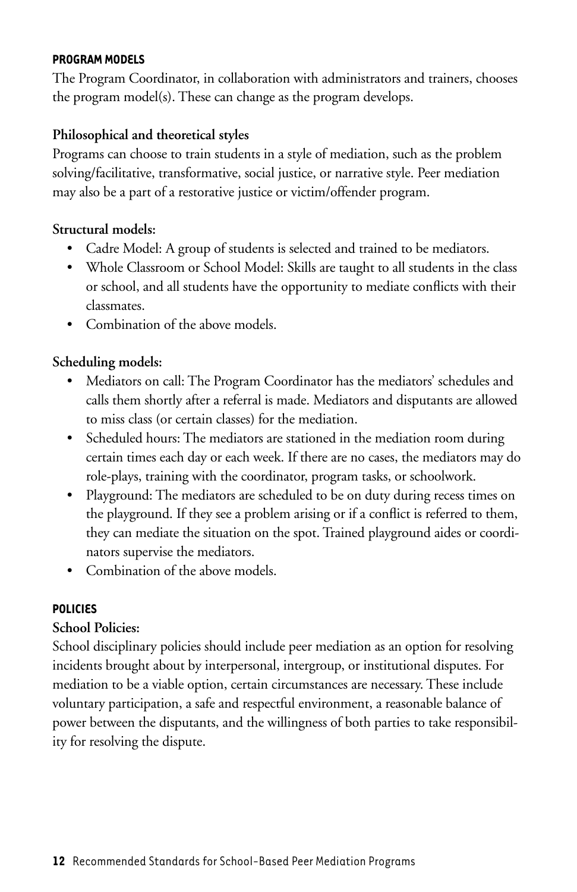## PROGRAM MODELS

The Program Coordinator, in collaboration with administrators and trainers, chooses the program model(s). These can change as the program develops.

### Philosophical and theoretical styles

Programs can choose to train students in a style of mediation, such as the problem solving/facilitative, transformative, social justice, or narrative style. Peer mediation may also be a part of a restorative justice or victim/offender program.

### Structural models:

- Cadre Model: A group of students is selected and trained to be mediators.
- Whole Classroom or School Model: Skills are taught to all students in the class or school, and all students have the opportunity to mediate conflicts with their classmates.
- Combination of the above models.

### Scheduling models:

- Mediators on call: The Program Coordinator has the mediators' schedules and calls them shortly after a referral is made. Mediators and disputants are allowed to miss class (or certain classes) for the mediation.
- Scheduled hours: The mediators are stationed in the mediation room during certain times each day or each week. If there are no cases, the mediators may do role-plays, training with the coordinator, program tasks, or schoolwork.
- Playground: The mediators are scheduled to be on duty during recess times on the playground. If they see a problem arising or if a conflict is referred to them, they can mediate the situation on the spot. Trained playground aides or coordinators supervise the mediators.
- Combination of the above models.

## POLICIES

### School Policies:

School disciplinary policies should include peer mediation as an option for resolving incidents brought about by interpersonal, intergroup, or institutional disputes. For mediation to be a viable option, certain circumstances are necessary. These include voluntary participation, a safe and respectful environment, a reasonable balance of power between the disputants, and the willingness of both parties to take responsibility for resolving the dispute.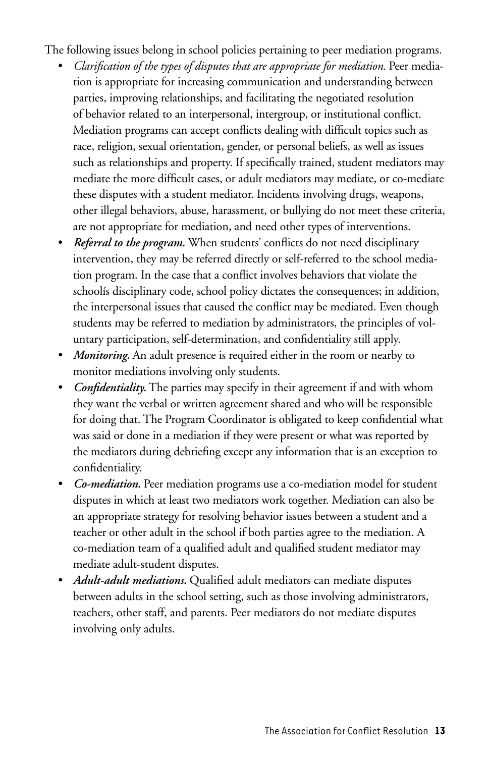The following issues belong in school policies pertaining to peer mediation programs.

- *Clarification of the types of disputes that are appropriate for mediation.* Peer mediation is appropriate for increasing communication and understanding between parties, improving relationships, and facilitating the negotiated resolution of behavior related to an interpersonal, intergroup, or institutional conflict. Mediation programs can accept conflicts dealing with difficult topics such as race, religion, sexual orientation, gender, or personal beliefs, as well as issues such as relationships and property. If specifically trained, student mediators may mediate the more difficult cases, or adult mediators may mediate, or co-mediate these disputes with a student mediator. Incidents involving drugs, weapons, other illegal behaviors, abuse, harassment, or bullying do not meet these criteria, are not appropriate for mediation, and need other types of interventions.
- ***Referral to the program.*** When students' conflicts do not need disciplinary intervention, they may be referred directly or self-referred to the school mediation program. In the case that a conflict involves behaviors that violate the schoolís disciplinary code, school policy dictates the consequences; in addition, the interpersonal issues that caused the conflict may be mediated. Even though students may be referred to mediation by administrators, the principles of voluntary participation, self-determination, and confidentiality still apply.
- ***Monitoring.*** An adult presence is required either in the room or nearby to monitor mediations involving only students.
- ***Confidentiality.*** The parties may specify in their agreement if and with whom they want the verbal or written agreement shared and who will be responsible for doing that. The Program Coordinator is obligated to keep confidential what was said or done in a mediation if they were present or what was reported by the mediators during debriefing except any information that is an exception to confidentiality.
- ***Co-mediation.*** Peer mediation programs use a co-mediation model for student disputes in which at least two mediators work together. Mediation can also be an appropriate strategy for resolving behavior issues between a student and a teacher or other adult in the school if both parties agree to the mediation. A co-mediation team of a qualified adult and qualified student mediator may mediate adult-student disputes.
- ***Adult-adult mediations.*** Qualified adult mediators can mediate disputes between adults in the school setting, such as those involving administrators, teachers, other staff, and parents. Peer mediators do not mediate disputes involving only adults.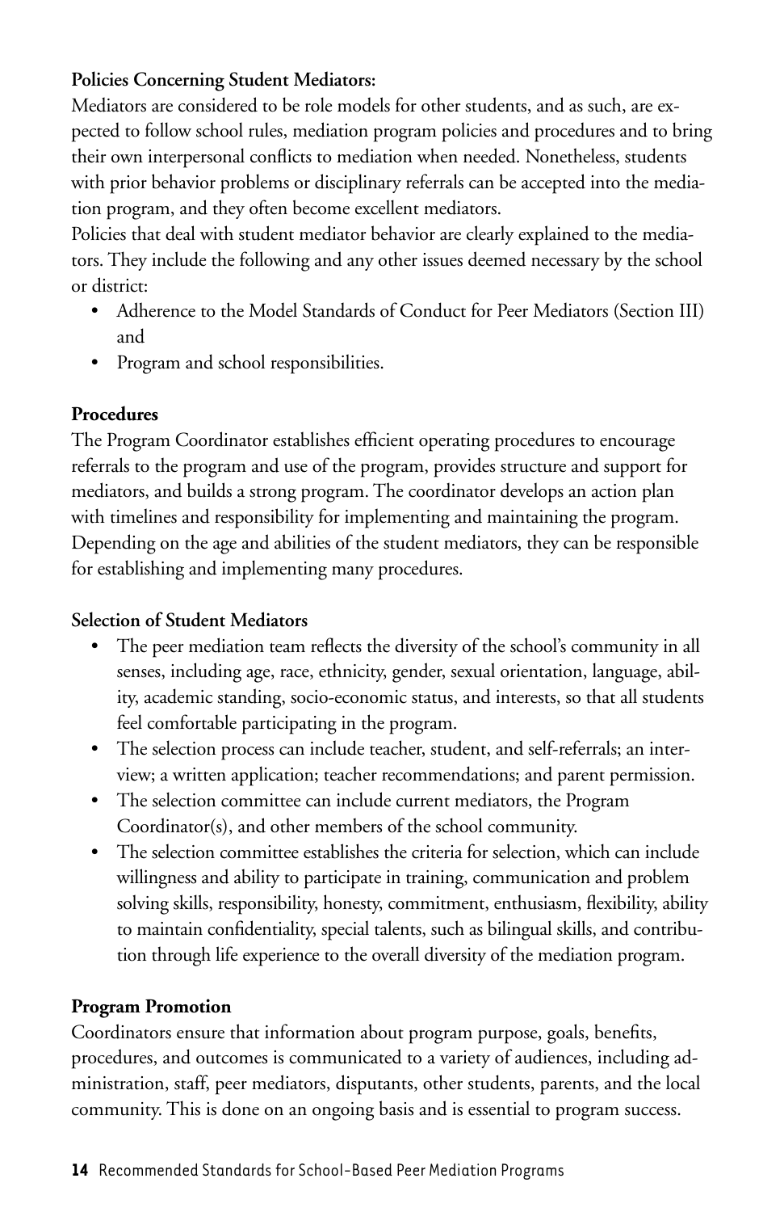**Policies Concerning Student Mediators:**

Mediators are considered to be role models for other students, and as such, are expected to follow school rules, mediation program policies and procedures and to bring their own interpersonal conflicts to mediation when needed. Nonetheless, students with prior behavior problems or disciplinary referrals can be accepted into the mediation program, and they often become excellent mediators.

Policies that deal with student mediator behavior are clearly explained to the mediators. They include the following and any other issues deemed necessary by the school or district:

- Adherence to the Model Standards of Conduct for Peer Mediators (Section III) and
- Program and school responsibilities.

**Procedures**

The Program Coordinator establishes efficient operating procedures to encourage referrals to the program and use of the program, provides structure and support for mediators, and builds a strong program. The coordinator develops an action plan with timelines and responsibility for implementing and maintaining the program. Depending on the age and abilities of the student mediators, they can be responsible for establishing and implementing many procedures.

**Selection of Student Mediators**

- The peer mediation team reflects the diversity of the school's community in all senses, including age, race, ethnicity, gender, sexual orientation, language, ability, academic standing, socio-economic status, and interests, so that all students feel comfortable participating in the program.
- The selection process can include teacher, student, and self-referrals; an interview; a written application; teacher recommendations; and parent permission.
- The selection committee can include current mediators, the Program Coordinator(s), and other members of the school community.
- The selection committee establishes the criteria for selection, which can include willingness and ability to participate in training, communication and problem solving skills, responsibility, honesty, commitment, enthusiasm, flexibility, ability to maintain confidentiality, special talents, such as bilingual skills, and contribution through life experience to the overall diversity of the mediation program.

**Program Promotion**

Coordinators ensure that information about program purpose, goals, benefits, procedures, and outcomes is communicated to a variety of audiences, including administration, staff, peer mediators, disputants, other students, parents, and the local community. This is done on an ongoing basis and is essential to program success.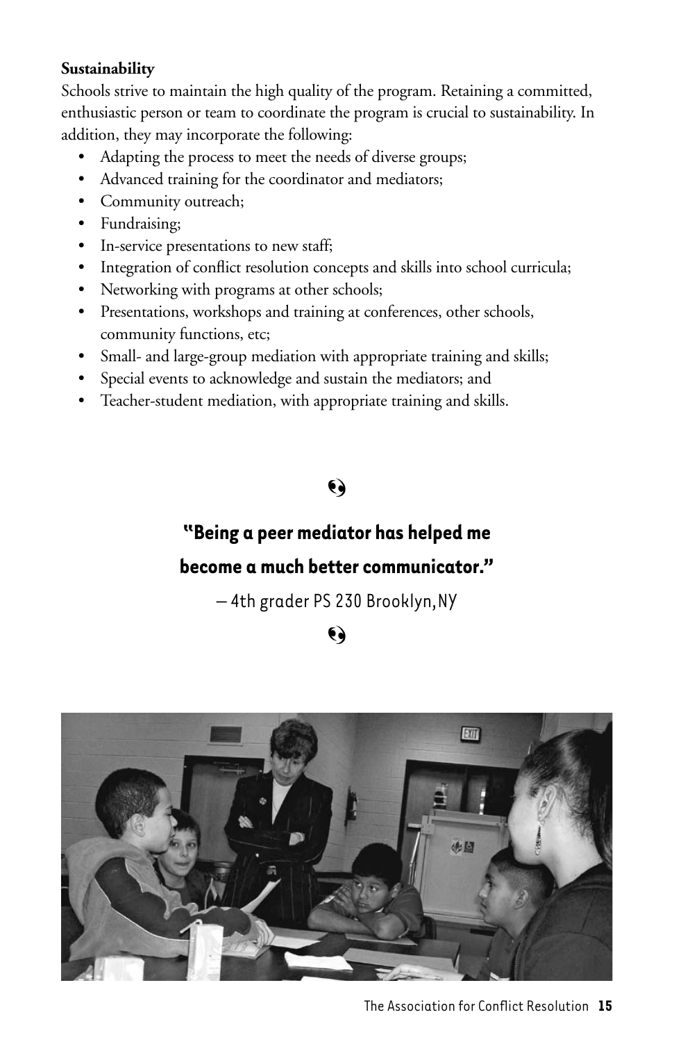**Sustainability**

Schools strive to maintain the high quality of the program. Retaining a committed, enthusiastic person or team to coordinate the program is crucial to sustainability. In addition, they may incorporate the following:

- Adapting the process to meet the needs of diverse groups;
- Advanced training for the coordinator and mediators;
- Community outreach;
- Fundraising;
- In-service presentations to new staff;
- Integration of conflict resolution concepts and skills into school curricula;
- Networking with programs at other schools;
- Presentations, workshops and training at conferences, other schools, community functions, etc;
- Small- and large-group mediation with appropriate training and skills;
- Special events to acknowledge and sustain the mediators; and
- Teacher-student mediation, with appropriate training and skills.

**"Being a peer mediator has helped me become a much better communicator."**

– 4th grader PS 230 Brooklyn, NY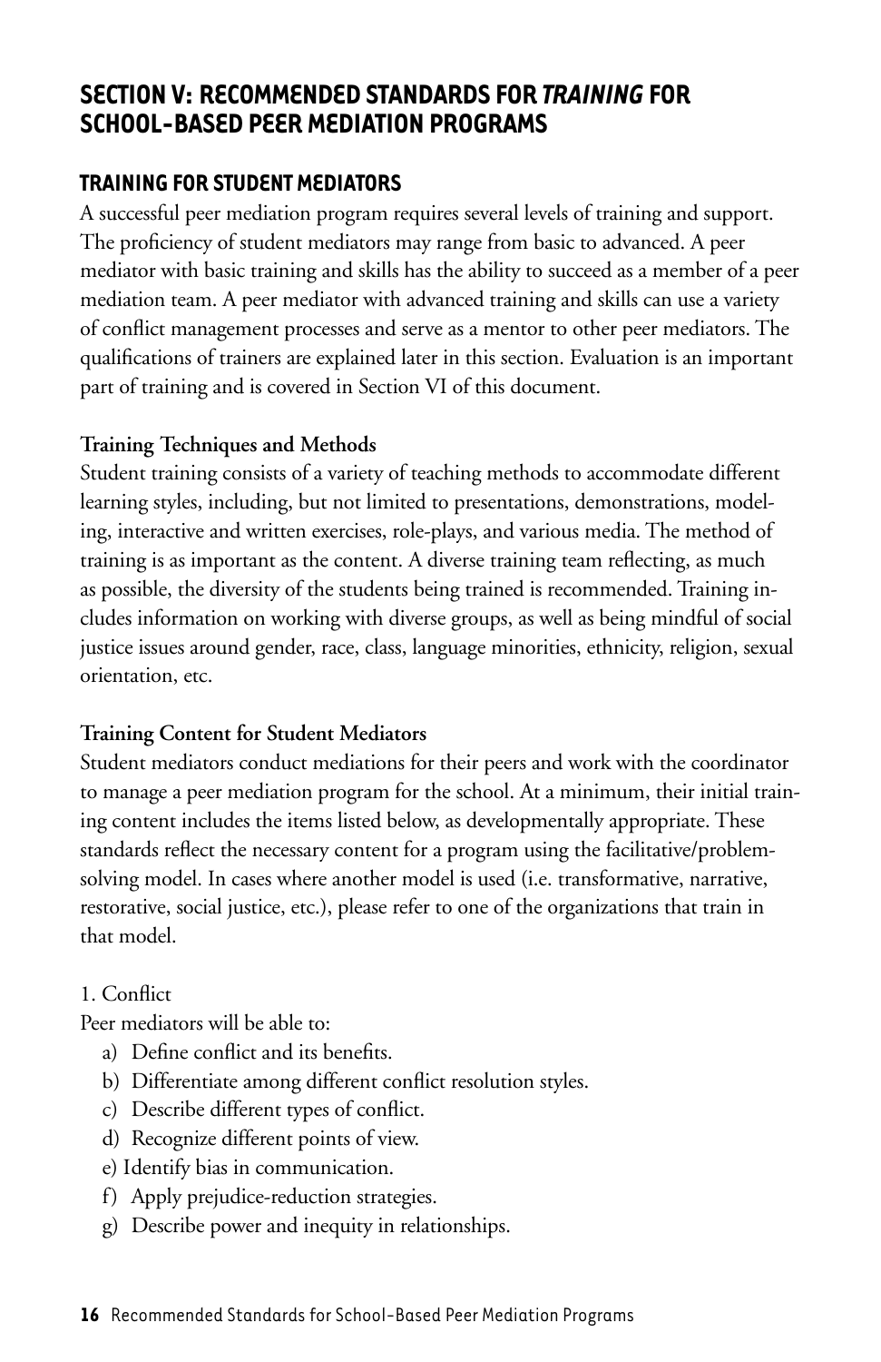## SECTION V: RECOMMENDED STANDARDS FOR *TRAINING* FOR SCHOOL-BASED PEER MEDIATION PROGRAMS

### TRAINING FOR STUDENT MEDIATORS

A successful peer mediation program requires several levels of training and support. The proficiency of student mediators may range from basic to advanced. A peer mediator with basic training and skills has the ability to succeed as a member of a peer mediation team. A peer mediator with advanced training and skills can use a variety of conflict management processes and serve as a mentor to other peer mediators. The qualifications of trainers are explained later in this section. Evaluation is an important part of training and is covered in Section VI of this document.

**Training Techniques and Methods**

Student training consists of a variety of teaching methods to accommodate different learning styles, including, but not limited to presentations, demonstrations, modeling, interactive and written exercises, role-plays, and various media. The method of training is as important as the content. A diverse training team reflecting, as much as possible, the diversity of the students being trained is recommended. Training includes information on working with diverse groups, as well as being mindful of social justice issues around gender, race, class, language minorities, ethnicity, religion, sexual orientation, etc.

**Training Content for Student Mediators**

Student mediators conduct mediations for their peers and work with the coordinator to manage a peer mediation program for the school. At a minimum, their initial training content includes the items listed below, as developmentally appropriate. These standards reflect the necessary content for a program using the facilitative/problem-solving model. In cases where another model is used (i.e. transformative, narrative, restorative, social justice, etc.), please refer to one of the organizations that train in that model.

1. Conflict

Peer mediators will be able to:

a) Define conflict and its benefits.
b) Differentiate among different conflict resolution styles.
c) Describe different types of conflict.
d) Recognize different points of view.
e) Identify bias in communication.
f) Apply prejudice-reduction strategies.
g) Describe power and inequity in relationships.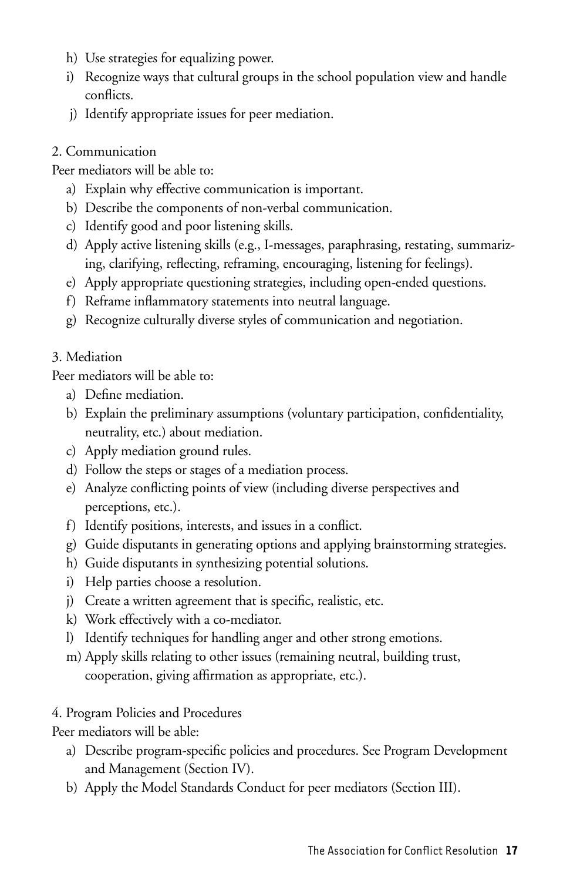h) Use strategies for equalizing power.
i) Recognize ways that cultural groups in the school population view and handle conflicts.
j) Identify appropriate issues for peer mediation.

2. Communication

Peer mediators will be able to:

a) Explain why effective communication is important.
b) Describe the components of non-verbal communication.
c) Identify good and poor listening skills.
d) Apply active listening skills (e.g., I-messages, paraphrasing, restating, summarizing, clarifying, reflecting, reframing, encouraging, listening for feelings).
e) Apply appropriate questioning strategies, including open-ended questions.
f) Reframe inflammatory statements into neutral language.
g) Recognize culturally diverse styles of communication and negotiation.

3. Mediation

Peer mediators will be able to:

a) Define mediation.
b) Explain the preliminary assumptions (voluntary participation, confidentiality, neutrality, etc.) about mediation.
c) Apply mediation ground rules.
d) Follow the steps or stages of a mediation process.
e) Analyze conflicting points of view (including diverse perspectives and perceptions, etc.).
f) Identify positions, interests, and issues in a conflict.
g) Guide disputants in generating options and applying brainstorming strategies.
h) Guide disputants in synthesizing potential solutions.
i) Help parties choose a resolution.
j) Create a written agreement that is specific, realistic, etc.
k) Work effectively with a co-mediator.
l) Identify techniques for handling anger and other strong emotions.
m) Apply skills relating to other issues (remaining neutral, building trust, cooperation, giving affirmation as appropriate, etc.).

4. Program Policies and Procedures

Peer mediators will be able:

a) Describe program-specific policies and procedures. See Program Development and Management (Section IV).
b) Apply the Model Standards Conduct for peer mediators (Section III).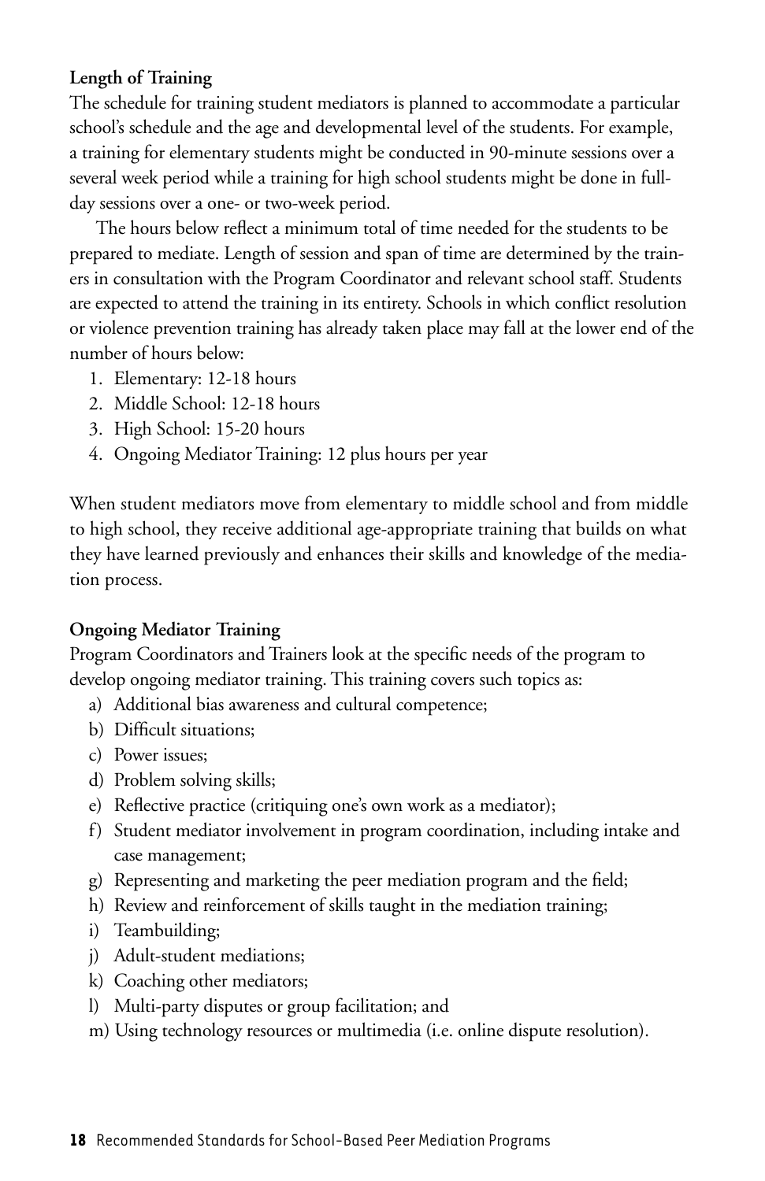**Length of Training**

The schedule for training student mediators is planned to accommodate a particular school's schedule and the age and developmental level of the students. For example, a training for elementary students might be conducted in 90-minute sessions over a several week period while a training for high school students might be done in full-day sessions over a one- or two-week period.

The hours below reflect a minimum total of time needed for the students to be prepared to mediate. Length of session and span of time are determined by the trainers in consultation with the Program Coordinator and relevant school staff. Students are expected to attend the training in its entirety. Schools in which conflict resolution or violence prevention training has already taken place may fall at the lower end of the number of hours below:

1. Elementary: 12-18 hours
2. Middle School: 12-18 hours
3. High School: 15-20 hours
4. Ongoing Mediator Training: 12 plus hours per year

When student mediators move from elementary to middle school and from middle to high school, they receive additional age-appropriate training that builds on what they have learned previously and enhances their skills and knowledge of the mediation process.

**Ongoing Mediator Training**

Program Coordinators and Trainers look at the specific needs of the program to develop ongoing mediator training. This training covers such topics as:

a) Additional bias awareness and cultural competence;
b) Difficult situations;
c) Power issues;
d) Problem solving skills;
e) Reflective practice (critiquing one's own work as a mediator);
f) Student mediator involvement in program coordination, including intake and case management;
g) Representing and marketing the peer mediation program and the field;
h) Review and reinforcement of skills taught in the mediation training;
i) Teambuilding;
j) Adult-student mediations;
k) Coaching other mediators;
l) Multi-party disputes or group facilitation; and
m) Using technology resources or multimedia (i.e. online dispute resolution).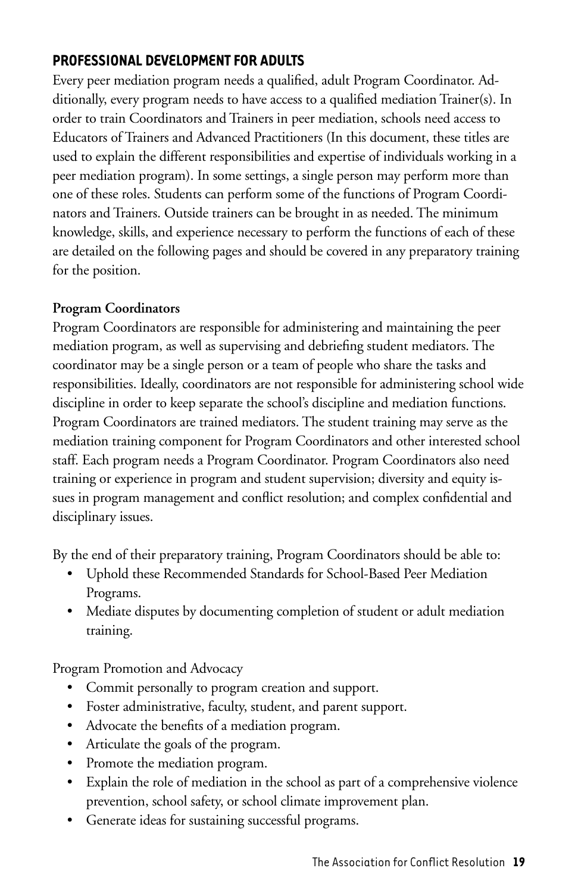## PROFESSIONAL DEVELOPMENT FOR ADULTS

Every peer mediation program needs a qualified, adult Program Coordinator. Additionally, every program needs to have access to a qualified mediation Trainer(s). In order to train Coordinators and Trainers in peer mediation, schools need access to Educators of Trainers and Advanced Practitioners (In this document, these titles are used to explain the different responsibilities and expertise of individuals working in a peer mediation program). In some settings, a single person may perform more than one of these roles. Students can perform some of the functions of Program Coordinators and Trainers. Outside trainers can be brought in as needed. The minimum knowledge, skills, and experience necessary to perform the functions of each of these are detailed on the following pages and should be covered in any preparatory training for the position.

**Program Coordinators**

Program Coordinators are responsible for administering and maintaining the peer mediation program, as well as supervising and debriefing student mediators. The coordinator may be a single person or a team of people who share the tasks and responsibilities. Ideally, coordinators are not responsible for administering school wide discipline in order to keep separate the school's discipline and mediation functions. Program Coordinators are trained mediators. The student training may serve as the mediation training component for Program Coordinators and other interested school staff. Each program needs a Program Coordinator. Program Coordinators also need training or experience in program and student supervision; diversity and equity issues in program management and conflict resolution; and complex confidential and disciplinary issues.

By the end of their preparatory training, Program Coordinators should be able to:

- Uphold these Recommended Standards for School-Based Peer Mediation Programs.
- Mediate disputes by documenting completion of student or adult mediation training.

Program Promotion and Advocacy

- Commit personally to program creation and support.
- Foster administrative, faculty, student, and parent support.
- Advocate the benefits of a mediation program.
- Articulate the goals of the program.
- Promote the mediation program.
- Explain the role of mediation in the school as part of a comprehensive violence prevention, school safety, or school climate improvement plan.
- Generate ideas for sustaining successful programs.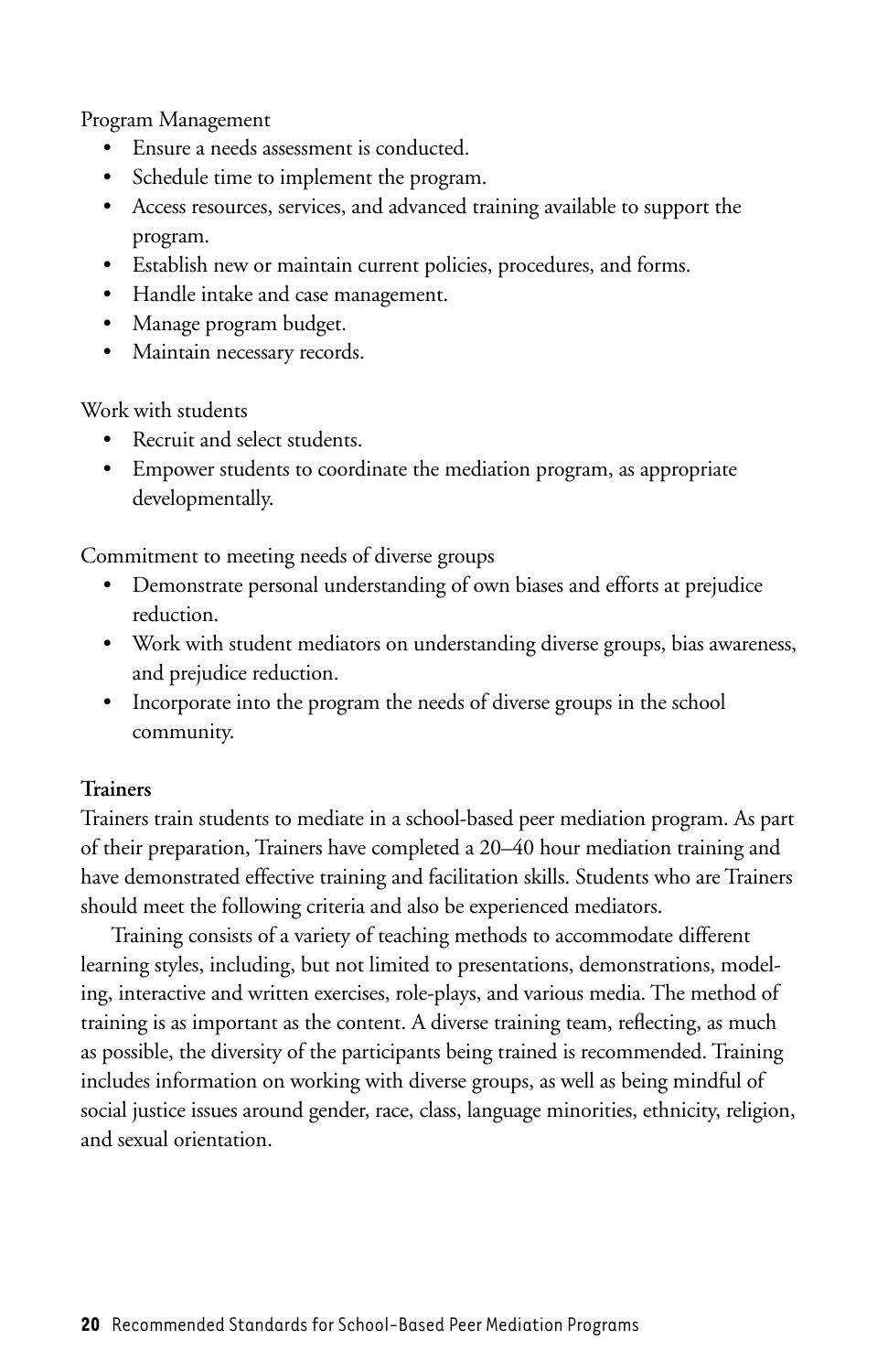Program Management

- Ensure a needs assessment is conducted.
- Schedule time to implement the program.
- Access resources, services, and advanced training available to support the program.
- Establish new or maintain current policies, procedures, and forms.
- Handle intake and case management.
- Manage program budget.
- Maintain necessary records.

Work with students

- Recruit and select students.
- Empower students to coordinate the mediation program, as appropriate developmentally.

Commitment to meeting needs of diverse groups

- Demonstrate personal understanding of own biases and efforts at prejudice reduction.
- Work with student mediators on understanding diverse groups, bias awareness, and prejudice reduction.
- Incorporate into the program the needs of diverse groups in the school community.

**Trainers**

Trainers train students to mediate in a school-based peer mediation program. As part of their preparation, Trainers have completed a 20–40 hour mediation training and have demonstrated effective training and facilitation skills. Students who are Trainers should meet the following criteria and also be experienced mediators.

Training consists of a variety of teaching methods to accommodate different learning styles, including, but not limited to presentations, demonstrations, modeling, interactive and written exercises, role-plays, and various media. The method of training is as important as the content. A diverse training team, reflecting, as much as possible, the diversity of the participants being trained is recommended. Training includes information on working with diverse groups, as well as being mindful of social justice issues around gender, race, class, language minorities, ethnicity, religion, and sexual orientation.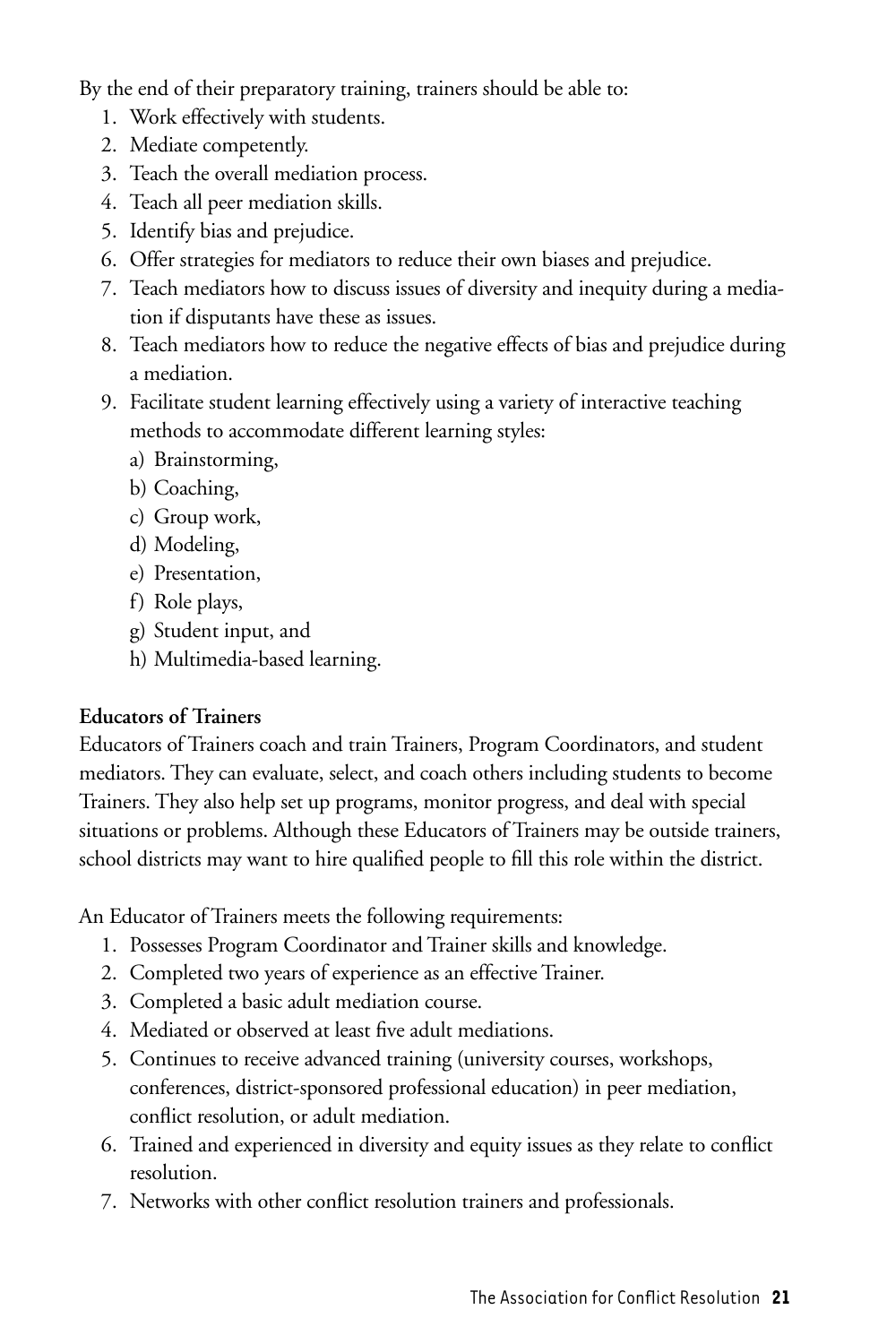By the end of their preparatory training, trainers should be able to:

1. Work effectively with students.
2. Mediate competently.
3. Teach the overall mediation process.
4. Teach all peer mediation skills.
5. Identify bias and prejudice.
6. Offer strategies for mediators to reduce their own biases and prejudice.
7. Teach mediators how to discuss issues of diversity and inequity during a mediation if disputants have these as issues.
8. Teach mediators how to reduce the negative effects of bias and prejudice during a mediation.
9. Facilitate student learning effectively using a variety of interactive teaching methods to accommodate different learning styles:
   a) Brainstorming,
   b) Coaching,
   c) Group work,
   d) Modeling,
   e) Presentation,
   f) Role plays,
   g) Student input, and
   h) Multimedia-based learning.

**Educators of Trainers**

Educators of Trainers coach and train Trainers, Program Coordinators, and student mediators. They can evaluate, select, and coach others including students to become Trainers. They also help set up programs, monitor progress, and deal with special situations or problems. Although these Educators of Trainers may be outside trainers, school districts may want to hire qualified people to fill this role within the district.

An Educator of Trainers meets the following requirements:

1. Possesses Program Coordinator and Trainer skills and knowledge.
2. Completed two years of experience as an effective Trainer.
3. Completed a basic adult mediation course.
4. Mediated or observed at least five adult mediations.
5. Continues to receive advanced training (university courses, workshops, conferences, district-sponsored professional education) in peer mediation, conflict resolution, or adult mediation.
6. Trained and experienced in diversity and equity issues as they relate to conflict resolution.
7. Networks with other conflict resolution trainers and professionals.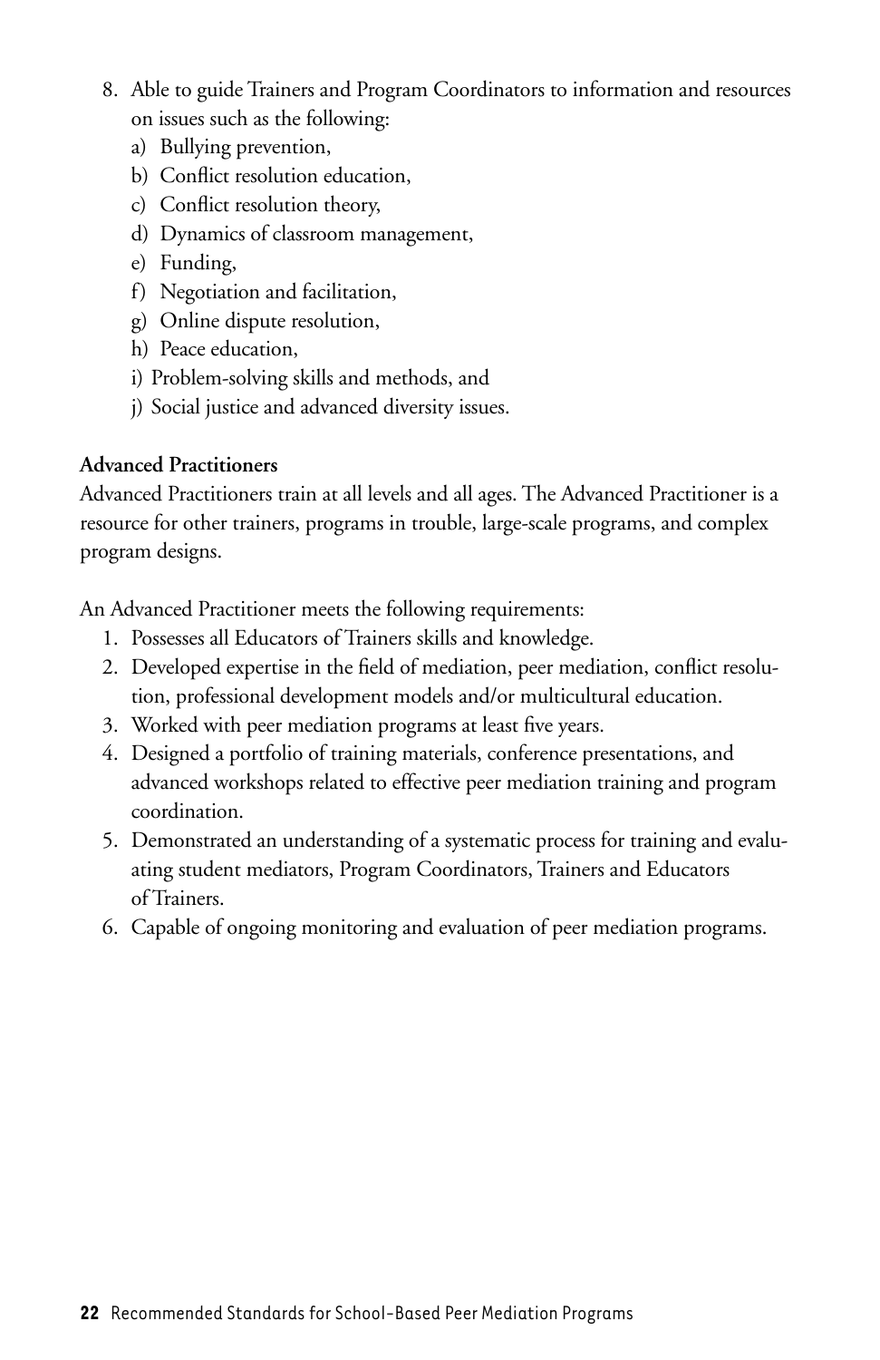8. Able to guide Trainers and Program Coordinators to information and resources on issues such as the following:
   a) Bullying prevention,
   b) Conflict resolution education,
   c) Conflict resolution theory,
   d) Dynamics of classroom management,
   e) Funding,
   f) Negotiation and facilitation,
   g) Online dispute resolution,
   h) Peace education,
   i) Problem-solving skills and methods, and
   j) Social justice and advanced diversity issues.

**Advanced Practitioners**

Advanced Practitioners train at all levels and all ages. The Advanced Practitioner is a resource for other trainers, programs in trouble, large-scale programs, and complex program designs.

An Advanced Practitioner meets the following requirements:

1. Possesses all Educators of Trainers skills and knowledge.
2. Developed expertise in the field of mediation, peer mediation, conflict resolution, professional development models and/or multicultural education.
3. Worked with peer mediation programs at least five years.
4. Designed a portfolio of training materials, conference presentations, and advanced workshops related to effective peer mediation training and program coordination.
5. Demonstrated an understanding of a systematic process for training and evaluating student mediators, Program Coordinators, Trainers and Educators of Trainers.
6. Capable of ongoing monitoring and evaluation of peer mediation programs.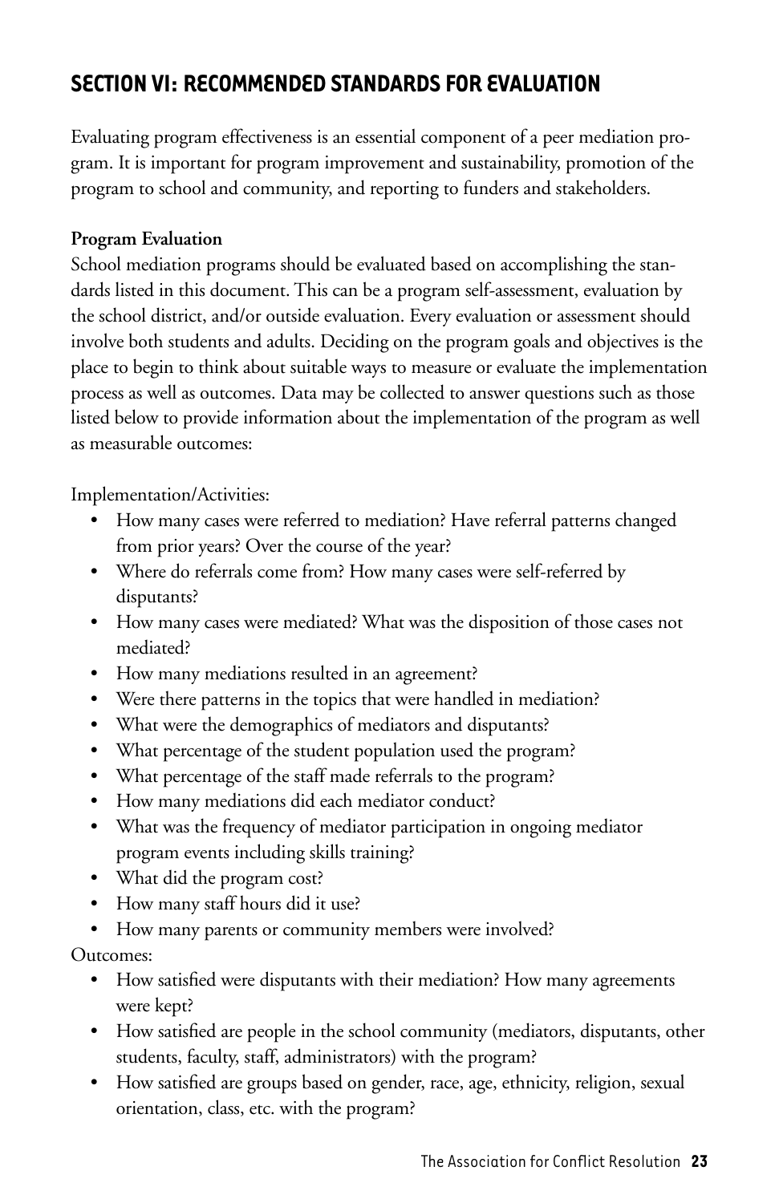## SECTION VI: RECOMMENDED STANDARDS FOR EVALUATION

Evaluating program effectiveness is an essential component of a peer mediation program. It is important for program improvement and sustainability, promotion of the program to school and community, and reporting to funders and stakeholders.

**Program Evaluation**

School mediation programs should be evaluated based on accomplishing the standards listed in this document. This can be a program self-assessment, evaluation by the school district, and/or outside evaluation. Every evaluation or assessment should involve both students and adults. Deciding on the program goals and objectives is the place to begin to think about suitable ways to measure or evaluate the implementation process as well as outcomes. Data may be collected to answer questions such as those listed below to provide information about the implementation of the program as well as measurable outcomes:

Implementation/Activities:

- How many cases were referred to mediation? Have referral patterns changed from prior years? Over the course of the year?
- Where do referrals come from? How many cases were self-referred by disputants?
- How many cases were mediated? What was the disposition of those cases not mediated?
- How many mediations resulted in an agreement?
- Were there patterns in the topics that were handled in mediation?
- What were the demographics of mediators and disputants?
- What percentage of the student population used the program?
- What percentage of the staff made referrals to the program?
- How many mediations did each mediator conduct?
- What was the frequency of mediator participation in ongoing mediator program events including skills training?
- What did the program cost?
- How many staff hours did it use?
- How many parents or community members were involved?

Outcomes:

- How satisfied were disputants with their mediation? How many agreements were kept?
- How satisfied are people in the school community (mediators, disputants, other students, faculty, staff, administrators) with the program?
- How satisfied are groups based on gender, race, age, ethnicity, religion, sexual orientation, class, etc. with the program?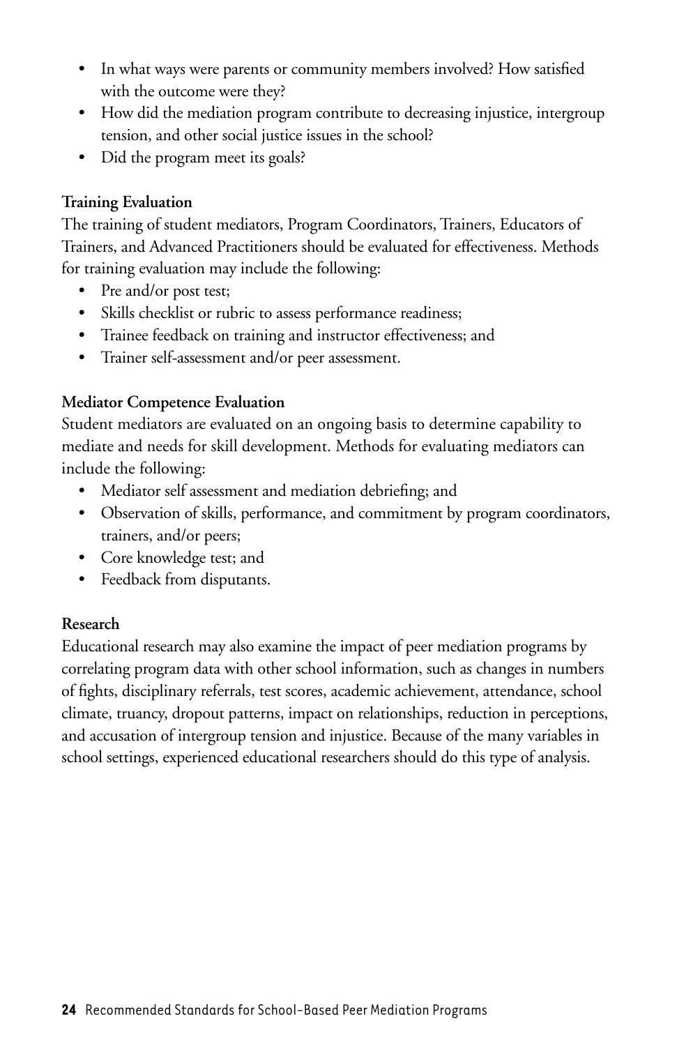- In what ways were parents or community members involved? How satisfied with the outcome were they?
- How did the mediation program contribute to decreasing injustice, intergroup tension, and other social justice issues in the school?
- Did the program meet its goals?

**Training Evaluation**

The training of student mediators, Program Coordinators, Trainers, Educators of Trainers, and Advanced Practitioners should be evaluated for effectiveness. Methods for training evaluation may include the following:

- Pre and/or post test;
- Skills checklist or rubric to assess performance readiness;
- Trainee feedback on training and instructor effectiveness; and
- Trainer self-assessment and/or peer assessment.

**Mediator Competence Evaluation**

Student mediators are evaluated on an ongoing basis to determine capability to mediate and needs for skill development. Methods for evaluating mediators can include the following:

- Mediator self assessment and mediation debriefing; and
- Observation of skills, performance, and commitment by program coordinators, trainers, and/or peers;
- Core knowledge test; and
- Feedback from disputants.

**Research**

Educational research may also examine the impact of peer mediation programs by correlating program data with other school information, such as changes in numbers of fights, disciplinary referrals, test scores, academic achievement, attendance, school climate, truancy, dropout patterns, impact on relationships, reduction in perceptions, and accusation of intergroup tension and injustice. Because of the many variables in school settings, experienced educational researchers should do this type of analysis.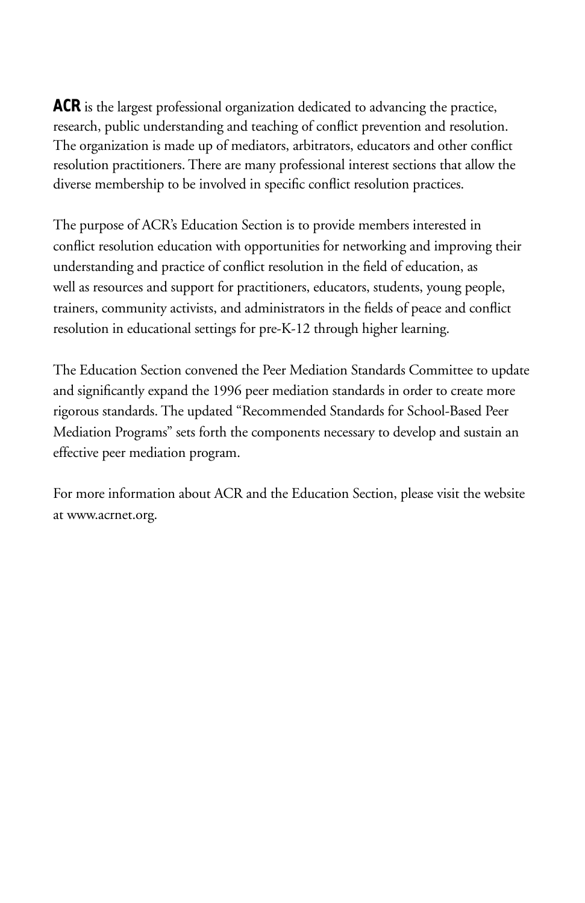**ACR** is the largest professional organization dedicated to advancing the practice, research, public understanding and teaching of conflict prevention and resolution. The organization is made up of mediators, arbitrators, educators and other conflict resolution practitioners. There are many professional interest sections that allow the diverse membership to be involved in specific conflict resolution practices.

The purpose of ACR's Education Section is to provide members interested in conflict resolution education with opportunities for networking and improving their understanding and practice of conflict resolution in the field of education, as well as resources and support for practitioners, educators, students, young people, trainers, community activists, and administrators in the fields of peace and conflict resolution in educational settings for pre-K-12 through higher learning.

The Education Section convened the Peer Mediation Standards Committee to update and significantly expand the 1996 peer mediation standards in order to create more rigorous standards. The updated "Recommended Standards for School-Based Peer Mediation Programs" sets forth the components necessary to develop and sustain an effective peer mediation program.

For more information about ACR and the Education Section, please visit the website at www.acrnet.org.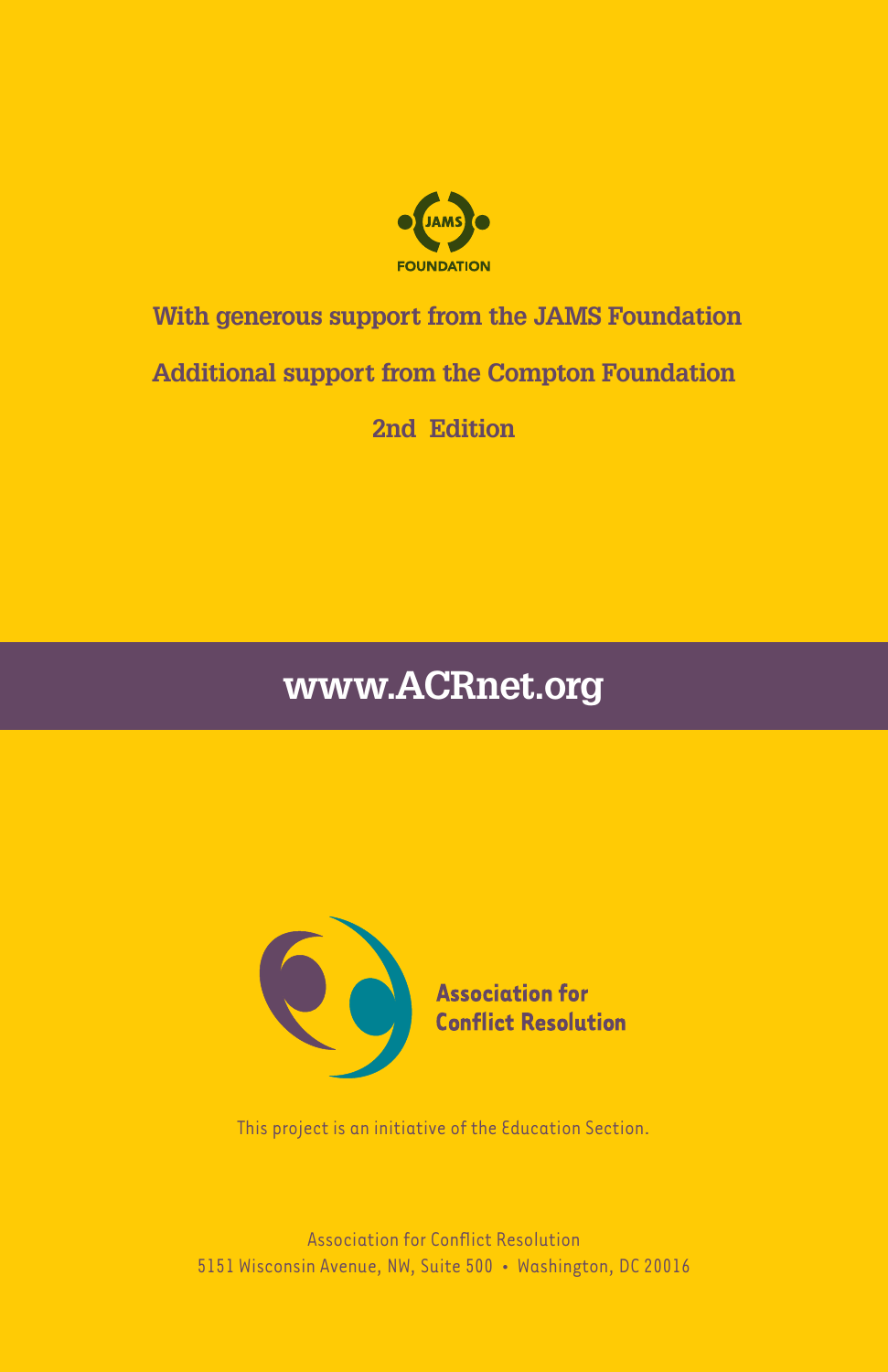JAMS FOUNDATION

**With generous support from the JAMS Foundation**

**Additional support from the Compton Foundation**

**2nd Edition**

**www.ACRnet.org**

**Association for Conflict Resolution**

This project is an initiative of the Education Section.

Association for Conflict Resolution
5151 Wisconsin Avenue, NW, Suite 500 • Washington, DC 20016